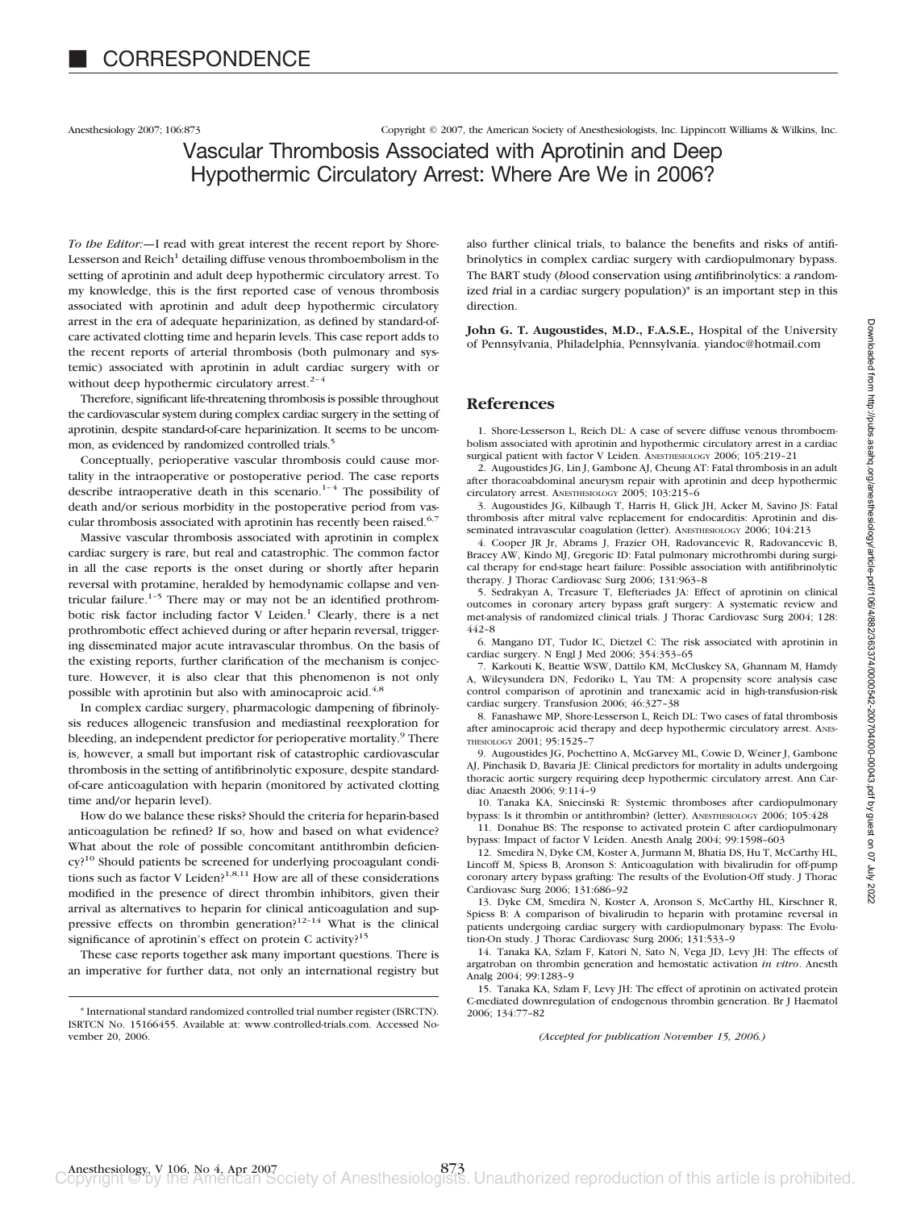# CORRESPONDENCE

Anesthesiology 2007; 106:873 Copyright © 2007, the American Society of Anesthesiologists, Inc. Lippincott Williams & Wilkins, Inc.

## Vascular Thrombosis Associated with Aprotinin and Deep Hypothermic Circulatory Arrest: Where Are We in 2006?

*To the Editor:*—I read with great interest the recent report by Shore-Lesserson and Reich[1] detailing diffuse venous thromboembolism in the setting of aprotinin and adult deep hypothermic circulatory arrest. To my knowledge, this is the first reported case of venous thrombosis associated with aprotinin and adult deep hypothermic circulatory arrest in the era of adequate heparinization, as defined by standard-of-care activated clotting time and heparin levels. This case report adds to the recent reports of arterial thrombosis (both pulmonary and systemic) associated with aprotinin in adult cardiac surgery with or without deep hypothermic circulatory arrest.[2–4]

Therefore, significant life-threatening thrombosis is possible throughout the cardiovascular system during complex cardiac surgery in the setting of aprotinin, despite standard-of-care heparinization. It seems to be uncommon, as evidenced by randomized controlled trials.[5]

Conceptually, perioperative vascular thrombosis could cause mortality in the intraoperative or postoperative period. The case reports describe intraoperative death in this scenario.[1–4] The possibility of death and/or serious morbidity in the postoperative period from vascular thrombosis associated with aprotinin has recently been raised.[6,7]

Massive vascular thrombosis associated with aprotinin in complex cardiac surgery is rare, but real and catastrophic. The common factor in all the case reports is the onset during or shortly after heparin reversal with protamine, heralded by hemodynamic collapse and ventricular failure.[1–5] There may or may not be an identified prothrombotic risk factor including factor V Leiden.[1] Clearly, there is a net prothrombotic effect achieved during or after heparin reversal, triggering disseminated major acute intravascular thrombus. On the basis of the existing reports, further clarification of the mechanism is conjecture. However, it is also clear that this phenomenon is not only possible with aprotinin but also with aminocaproic acid.[4,8]

In complex cardiac surgery, pharmacologic dampening of fibrinolysis reduces allogeneic transfusion and mediastinal reexploration for bleeding, an independent predictor for perioperative mortality.[9] There is, however, a small but important risk of catastrophic cardiovascular thrombosis in the setting of antifibrinolytic exposure, despite standard-of-care anticoagulation with heparin (monitored by activated clotting time and/or heparin level).

How do we balance these risks? Should the criteria for heparin-based anticoagulation be refined? If so, how and based on what evidence? What about the role of possible concomitant antithrombin deficiency?[10] Should patients be screened for underlying procoagulant conditions such as factor V Leiden?[1,8,11] How are all of these considerations modified in the presence of direct thrombin inhibitors, given their arrival as alternatives to heparin for clinical anticoagulation and suppressive effects on thrombin generation?[12–14] What is the clinical significance of aprotinin's effect on protein C activity?[15]

These case reports together ask many important questions. There is an imperative for further data, not only an international registry but also further clinical trials, to balance the benefits and risks of antifibrinolytics in complex cardiac surgery with cardiopulmonary bypass. The BART study (*b*lood conservation using *a*ntifibrinolytics: a *r*andomized *t*rial in a cardiac surgery population)* is an important step in this direction.

**John G. T. Augoustides, M.D., F.A.S.E.,** Hospital of the University of Pennsylvania, Philadelphia, Pennsylvania. yiandoc@hotmail.com

\* International standard randomized controlled trial number register (ISRCTN). ISRCTN No. 15166455. Available at: www.controlled-trials.com. Accessed November 20, 2006.

### References

1. Shore-Lesserson L, Reich DL: A case of severe diffuse venous thromboembolism associated with aprotinin and hypothermic circulatory arrest in a cardiac surgical patient with factor V Leiden. ANESTHESIOLOGY 2006; 105:219–21
2. Augoustides JG, Lin J, Gambone AJ, Cheung AT: Fatal thrombosis in an adult after thoracoabdominal aneurysm repair with aprotinin and deep hypothermic circulatory arrest. ANESTHESIOLOGY 2005; 103:215–6
3. Augoustides JG, Kilbaugh T, Harris H, Glick JH, Acker M, Savino JS: Fatal thrombosis after mitral valve replacement for endocarditis: Aprotinin and disseminated intravascular coagulation (letter). ANESTHESIOLOGY 2006; 104:213
4. Cooper JR Jr, Abrams J, Frazier OH, Radovancevic R, Radovancevic B, Bracey AW, Kindo MJ, Gregoric ID: Fatal pulmonary microthrombi during surgical therapy for end-stage heart failure: Possible association with antifibrinolytic therapy. J Thorac Cardiovasc Surg 2006; 131:963–8
5. Sedrakyan A, Treasure T, Elefteriades JA: Effect of aprotinin on clinical outcomes in coronary artery bypass graft surgery: A systematic review and met-analysis of randomized clinical trials. J Thorac Cardiovasc Surg 2004; 128: 442–8
6. Mangano DT, Tudor IC, Dietzel C: The risk associated with aprotinin in cardiac surgery. N Engl J Med 2006; 354:353–65
7. Karkouti K, Beattie WSW, Dattilo KM, McCluskey SA, Ghannam M, Hamdy A, Wileysundera DN, Fedoriko L, Yau TM: A propensity score analysis case control comparison of aprotinin and tranexamic acid in high-transfusion-risk cardiac surgery. Transfusion 2006; 46:327–38
8. Fanashawe MP, Shore-Lesserson L, Reich DL: Two cases of fatal thrombosis after aminocaproic acid therapy and deep hypothermic circulatory arrest. ANESTHESIOLOGY 2001; 95:1525–7
9. Augoustides JG, Pochettino A, McGarvey ML, Cowie D, Weiner J, Gambone AJ, Pinchasik D, Bavaria JE: Clinical predictors for mortality in adults undergoing thoracic aortic surgery requiring deep hypothermic circulatory arrest. Ann Cardiac Anaesth 2006; 9:114–9
10. Tanaka KA, Sniecinski R: Systemic thromboses after cardiopulmonary bypass: Is it thrombin or antithrombin? (letter). ANESTHESIOLOGY 2006; 105:428
11. Donahue BS: The response to activated protein C after cardiopulmonary bypass: Impact of factor V Leiden. Anesth Analg 2004; 99:1598–603
12. Smedira N, Dyke CM, Koster A, Jurmann M, Bhatia DS, Hu T, McCarthy HL, Lincoff M, Spiess B, Aronson S: Anticoagulation with bivalirudin for off-pump coronary artery bypass grafting: The results of the Evolution-Off study. J Thorac Cardiovasc Surg 2006; 131:686–92
13. Dyke CM, Smedira N, Koster A, Aronson S, McCarthy HL, Kirschner R, Spiess B: A comparison of bivalirudin to heparin with protamine reversal in patients undergoing cardiac surgery with cardiopulmonary bypass: The Evolution-On study. J Thorac Cardiovasc Surg 2006; 131:533–9
14. Tanaka KA, Szlam F, Katori N, Sato N, Vega JD, Levy JH: The effects of argatroban on thrombin generation and hemostatic activation *in vitro*. Anesth Analg 2004; 99:1283–9
15. Tanaka KA, Szlam F, Levy JH: The effect of aprotinin on activated protein C-mediated downregulation of endogenous thrombin generation. Br J Haematol 2006; 134:77–82

*(Accepted for publication November 15, 2006.)*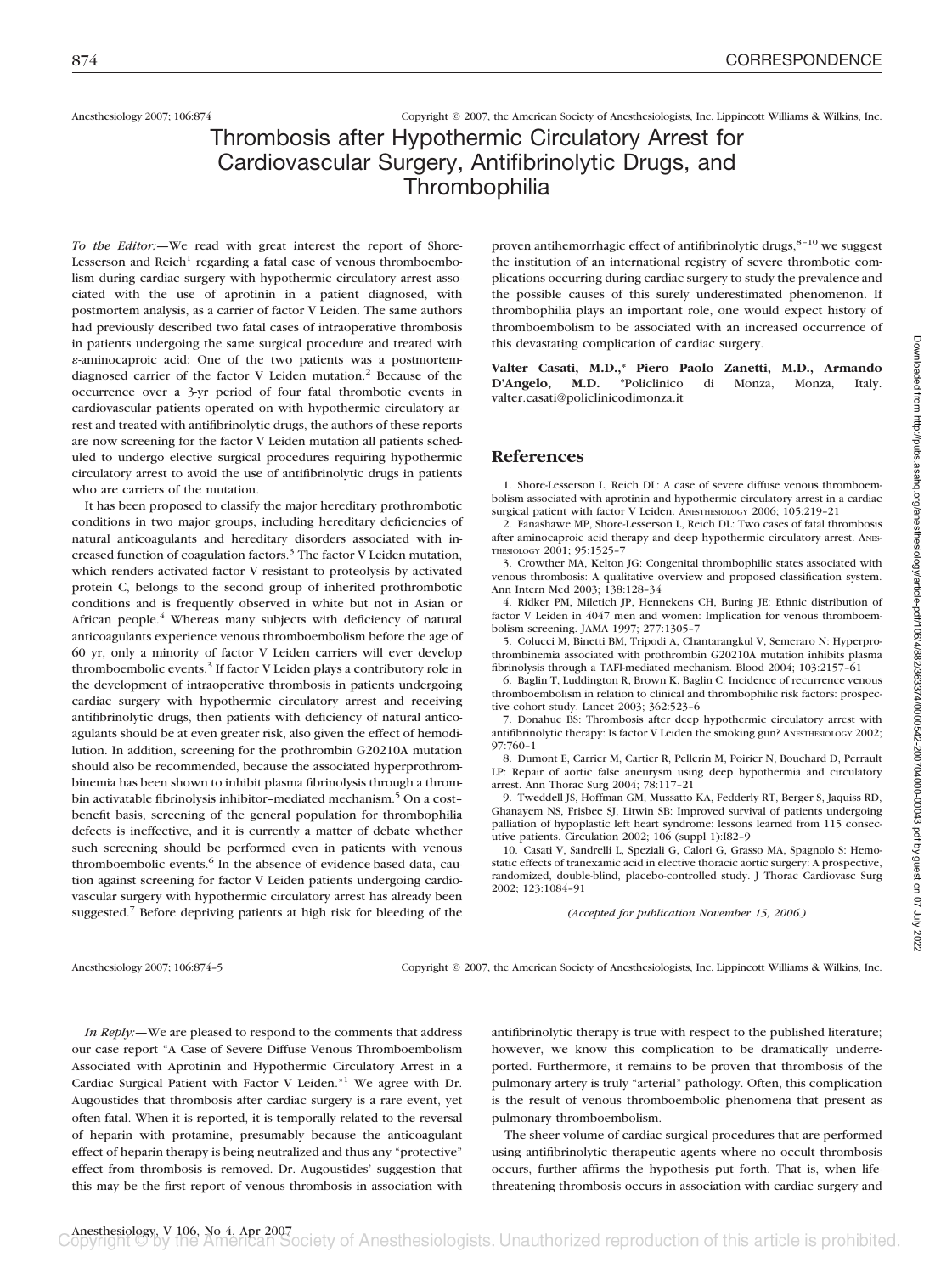# Thrombosis after Hypothermic Circulatory Arrest for Cardiovascular Surgery, Antifibrinolytic Drugs, and Thrombophilia

*To the Editor:*—We read with great interest the report of Shore-Lesserson and Reich[1] regarding a fatal case of venous thromboembolism during cardiac surgery with hypothermic circulatory arrest associated with the use of aprotinin in a patient diagnosed, with postmortem analysis, as a carrier of factor V Leiden. The same authors had previously described two fatal cases of intraoperative thrombosis in patients undergoing the same surgical procedure and treated with ε-aminocaproic acid: One of the two patients was a postmortem-diagnosed carrier of the factor V Leiden mutation.[2] Because of the occurrence over a 3-yr period of four fatal thrombotic events in cardiovascular patients operated on with hypothermic circulatory arrest and treated with antifibrinolytic drugs, the authors of these reports are now screening for the factor V Leiden mutation all patients scheduled to undergo elective surgical procedures requiring hypothermic circulatory arrest to avoid the use of antifibrinolytic drugs in patients who are carriers of the mutation.

It has been proposed to classify the major hereditary prothrombotic conditions in two major groups, including hereditary deficiencies of natural anticoagulants and hereditary disorders associated with increased function of coagulation factors.[3] The factor V Leiden mutation, which renders activated factor V resistant to proteolysis by activated protein C, belongs to the second group of inherited prothrombotic conditions and is frequently observed in white but not in Asian or African people.[4] Whereas many subjects with deficiency of natural anticoagulants experience venous thromboembolism before the age of 60 yr, only a minority of factor V Leiden carriers will ever develop thromboembolic events.[3] If factor V Leiden plays a contributory role in the development of intraoperative thrombosis in patients undergoing cardiac surgery with hypothermic circulatory arrest and receiving antifibrinolytic drugs, then patients with deficiency of natural anticoagulants should be at even greater risk, also given the effect of hemodilution. In addition, screening for the prothrombin G20210A mutation should also be recommended, because the associated hyperprothrombinemia has been shown to inhibit plasma fibrinolysis through a thrombin activatable fibrinolysis inhibitor–mediated mechanism.[5] On a cost–benefit basis, screening of the general population for thrombophilia defects is ineffective, and it is currently a matter of debate whether such screening should be performed even in patients with venous thromboembolic events.[6] In the absence of evidence-based data, caution against screening for factor V Leiden patients undergoing cardiovascular surgery with hypothermic circulatory arrest has already been suggested.[7] Before depriving patients at high risk for bleeding of the proven antihemorrhagic effect of antifibrinolytic drugs,[8–10] we suggest the institution of an international registry of severe thrombotic complications occurring during cardiac surgery to study the prevalence and the possible causes of this surely underestimated phenomenon. If thrombophilia plays an important role, one would expect history of thromboembolism to be associated with an increased occurrence of this devastating complication of cardiac surgery.

**Valter Casati, M.D.,\* Piero Paolo Zanetti, M.D., Armando D'Angelo, M.D.** \*Policlinico di Monza, Monza, Italy. valter.casati@policlinicodimonza.it

## References

1. Shore-Lesserson L, Reich DL: A case of severe diffuse venous thromboembolism associated with aprotinin and hypothermic circulatory arrest in a cardiac surgical patient with factor V Leiden. ANESTHESIOLOGY 2006; 105:219–21
2. Fanashawe MP, Shore-Lesserson L, Reich DL: Two cases of fatal thrombosis after aminocaproic acid therapy and deep hypothermic circulatory arrest. ANESTHESIOLOGY 2001; 95:1525–7
3. Crowther MA, Kelton JG: Congenital thrombophilic states associated with venous thrombosis: A qualitative overview and proposed classification system. Ann Intern Med 2003; 138:128–34
4. Ridker PM, Miletich JP, Hennekens CH, Buring JE: Ethnic distribution of factor V Leiden in 4047 men and women: Implication for venous thromboembolism screening. JAMA 1997; 277:1305–7
5. Colucci M, Binetti BM, Tripodi A, Chantarangkul V, Semeraro N: Hyperprothrombinemia associated with prothrombin G20210A mutation inhibits plasma fibrinolysis through a TAFI-mediated mechanism. Blood 2004; 103:2157–61
6. Baglin T, Luddington R, Brown K, Baglin C: Incidence of recurrence venous thromboembolism in relation to clinical and thrombophilic risk factors: prospective cohort study. Lancet 2003; 362:523–6
7. Donahue BS: Thrombosis after deep hypothermic circulatory arrest with antifibrinolytic therapy: Is factor V Leiden the smoking gun? ANESTHESIOLOGY 2002; 97:760–1
8. Dumont E, Carrier M, Cartier R, Pellerin M, Poirier N, Bouchard D, Perrault LP: Repair of aortic false aneurysm using deep hypothermia and circulatory arrest. Ann Thorac Surg 2004; 78:117–21
9. Tweddell JS, Hoffman GM, Mussatto KA, Fedderly RT, Berger S, Jaquiss RD, Ghanayem NS, Frisbee SJ, Litwin SB: Improved survival of patients undergoing palliation of hypoplastic left heart syndrome: lessons learned from 115 consecutive patients. Circulation 2002; 106 (suppl 1):I82–9
10. Casati V, Sandrelli L, Speziali G, Calori G, Grasso MA, Spagnolo S: Hemostatic effects of tranexamic acid in elective thoracic aortic surgery: A prospective, randomized, double-blind, placebo-controlled study. J Thorac Cardiovasc Surg 2002; 123:1084–91

*(Accepted for publication November 15, 2006.)*

---

*In Reply:*—We are pleased to respond to the comments that address our case report "A Case of Severe Diffuse Venous Thromboembolism Associated with Aprotinin and Hypothermic Circulatory Arrest in a Cardiac Surgical Patient with Factor V Leiden."[1] We agree with Dr. Augoustides that thrombosis after cardiac surgery is a rare event, yet often fatal. When it is reported, it is temporally related to the reversal of heparin with protamine, presumably because the anticoagulant effect of heparin therapy is being neutralized and thus any "protective" effect from thrombosis is removed. Dr. Augoustides' suggestion that this may be the first report of venous thrombosis in association with antifibrinolytic therapy is true with respect to the published literature; however, we know this complication to be dramatically underreported. Furthermore, it remains to be proven that thrombosis of the pulmonary artery is truly "arterial" pathology. Often, this complication is the result of venous thromboembolic phenomena that present as pulmonary thromboembolism.

The sheer volume of cardiac surgical procedures that are performed using antifibrinolytic therapeutic agents where no occult thrombosis occurs, further affirms the hypothesis put forth. That is, when life-threatening thrombosis occurs in association with cardiac surgery and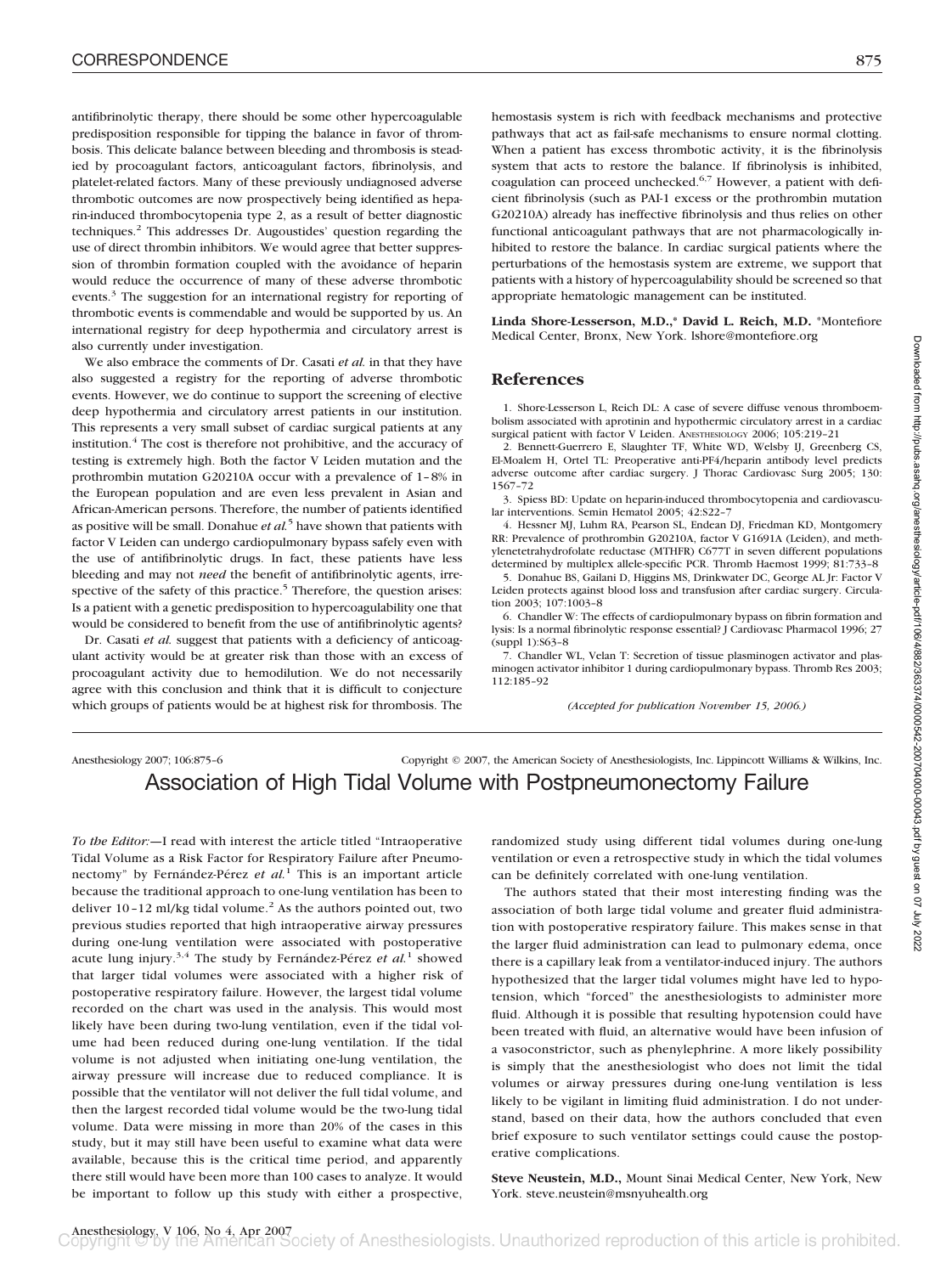antifibrinolytic therapy, there should be some other hypercoagulable predisposition responsible for tipping the balance in favor of thrombosis. This delicate balance between bleeding and thrombosis is steadied by procoagulant factors, anticoagulant factors, fibrinolysis, and platelet-related factors. Many of these previously undiagnosed adverse thrombotic outcomes are now prospectively being identified as heparin-induced thrombocytopenia type 2, as a result of better diagnostic techniques.[2] This addresses Dr. Augoustides' question regarding the use of direct thrombin inhibitors. We would agree that better suppression of thrombin formation coupled with the avoidance of heparin would reduce the occurrence of many of these adverse thrombotic events.[3] The suggestion for an international registry for reporting of thrombotic events is commendable and would be supported by us. An international registry for deep hypothermia and circulatory arrest is also currently under investigation.

We also embrace the comments of Dr. Casati *et al.* in that they have also suggested a registry for the reporting of adverse thrombotic events. However, we do continue to support the screening of elective deep hypothermia and circulatory arrest patients in our institution. This represents a very small subset of cardiac surgical patients at any institution.[4] The cost is therefore not prohibitive, and the accuracy of testing is extremely high. Both the factor V Leiden mutation and the prothrombin mutation G20210A occur with a prevalence of 1–8% in the European population and are even less prevalent in Asian and African-American persons. Therefore, the number of patients identified as positive will be small. Donahue *et al.*[5] have shown that patients with factor V Leiden can undergo cardiopulmonary bypass safely even with the use of antifibrinolytic drugs. In fact, these patients have less bleeding and may not *need* the benefit of antifibrinolytic agents, irrespective of the safety of this practice.[5] Therefore, the question arises: Is a patient with a genetic predisposition to hypercoagulability one that would be considered to benefit from the use of antifibrinolytic agents?

Dr. Casati *et al.* suggest that patients with a deficiency of anticoagulant activity would be at greater risk than those with an excess of procoagulant activity due to hemodilution. We do not necessarily agree with this conclusion and think that it is difficult to conjecture which groups of patients would be at highest risk for thrombosis. The hemostasis system is rich with feedback mechanisms and protective pathways that act as fail-safe mechanisms to ensure normal clotting. When a patient has excess thrombotic activity, it is the fibrinolysis system that acts to restore the balance. If fibrinolysis is inhibited, coagulation can proceed unchecked.[6,7] However, a patient with deficient fibrinolysis (such as PAI-1 excess or the prothrombin mutation G20210A) already has ineffective fibrinolysis and thus relies on other functional anticoagulant pathways that are not pharmacologically inhibited to restore the balance. In cardiac surgical patients where the perturbations of the hemostasis system are extreme, we support that patients with a history of hypercoagulability should be screened so that appropriate hematologic management can be instituted.

**Linda Shore-Lesserson, M.D.,\* David L. Reich, M.D.** \*Montefiore Medical Center, Bronx, New York. lshore@montefiore.org

## References

1. Shore-Lesserson L, Reich DL: A case of severe diffuse venous thromboembolism associated with aprotinin and hypothermic circulatory arrest in a cardiac surgical patient with factor V Leiden. ANESTHESIOLOGY 2006; 105:219–21
2. Bennett-Guerrero E, Slaughter TF, White WD, Welsby IJ, Greenberg CS, El-Moalem H, Ortel TL: Preoperative anti-PF4/heparin antibody level predicts adverse outcome after cardiac surgery. J Thorac Cardiovasc Surg 2005; 130: 1567–72
3. Spiess BD: Update on heparin-induced thrombocytopenia and cardiovascular interventions. Semin Hematol 2005; 42:S22–7
4. Hessner MJ, Luhm RA, Pearson SL, Endean DJ, Friedman KD, Montgomery RR: Prevalence of prothrombin G20210A, factor V G1691A (Leiden), and methylenetetrahydrofolate reductase (MTHFR) C677T in seven different populations determined by multiplex allele-specific PCR. Thromb Haemost 1999; 81:733–8
5. Donahue BS, Gailani D, Higgins MS, Drinkwater DC, George AL Jr: Factor V Leiden protects against blood loss and transfusion after cardiac surgery. Circulation 2003; 107:1003–8
6. Chandler W: The effects of cardiopulmonary bypass on fibrin formation and lysis: Is a normal fibrinolytic response essential? J Cardiovasc Pharmacol 1996; 27 (suppl 1):S63–8
7. Chandler WL, Velan T: Secretion of tissue plasminogen activator and plasminogen activator inhibitor 1 during cardiopulmonary bypass. Thromb Res 2003; 112:185–92

*(Accepted for publication November 15, 2006.)*

# Association of High Tidal Volume with Postpneumonectomy Failure

*To the Editor:*—I read with interest the article titled "Intraoperative Tidal Volume as a Risk Factor for Respiratory Failure after Pneumonectomy" by Fernández-Pérez *et al.*[1] This is an important article because the traditional approach to one-lung ventilation has been to deliver 10–12 ml/kg tidal volume.[2] As the authors pointed out, two previous studies reported that high intraoperative airway pressures during one-lung ventilation were associated with postoperative acute lung injury.[3,4] The study by Fernández-Pérez *et al.*[1] showed that larger tidal volumes were associated with a higher risk of postoperative respiratory failure. However, the largest tidal volume recorded on the chart was used in the analysis. This would most likely have been during two-lung ventilation, even if the tidal volume had been reduced during one-lung ventilation. If the tidal volume is not adjusted when initiating one-lung ventilation, the airway pressure will increase due to reduced compliance. It is possible that the ventilator will not deliver the full tidal volume, and then the largest recorded tidal volume would be the two-lung tidal volume. Data were missing in more than 20% of the cases in this study, but it may still have been useful to examine what data were available, because this is the critical time period, and apparently there still would have been more than 100 cases to analyze. It would be important to follow up this study with either a prospective, randomized study using different tidal volumes during one-lung ventilation or even a retrospective study in which the tidal volumes can be definitely correlated with one-lung ventilation.

The authors stated that their most interesting finding was the association of both large tidal volume and greater fluid administration with postoperative respiratory failure. This makes sense in that the larger fluid administration can lead to pulmonary edema, once there is a capillary leak from a ventilator-induced injury. The authors hypothesized that the larger tidal volumes might have led to hypotension, which "forced" the anesthesiologists to administer more fluid. Although it is possible that resulting hypotension could have been treated with fluid, an alternative would have been infusion of a vasoconstrictor, such as phenylephrine. A more likely possibility is simply that the anesthesiologist who does not limit the tidal volumes or airway pressures during one-lung ventilation is less likely to be vigilant in limiting fluid administration. I do not understand, based on their data, how the authors concluded that even brief exposure to such ventilator settings could cause the postoperative complications.

**Steve Neustein, M.D.,** Mount Sinai Medical Center, New York, New York. steve.neustein@msnyuhealth.org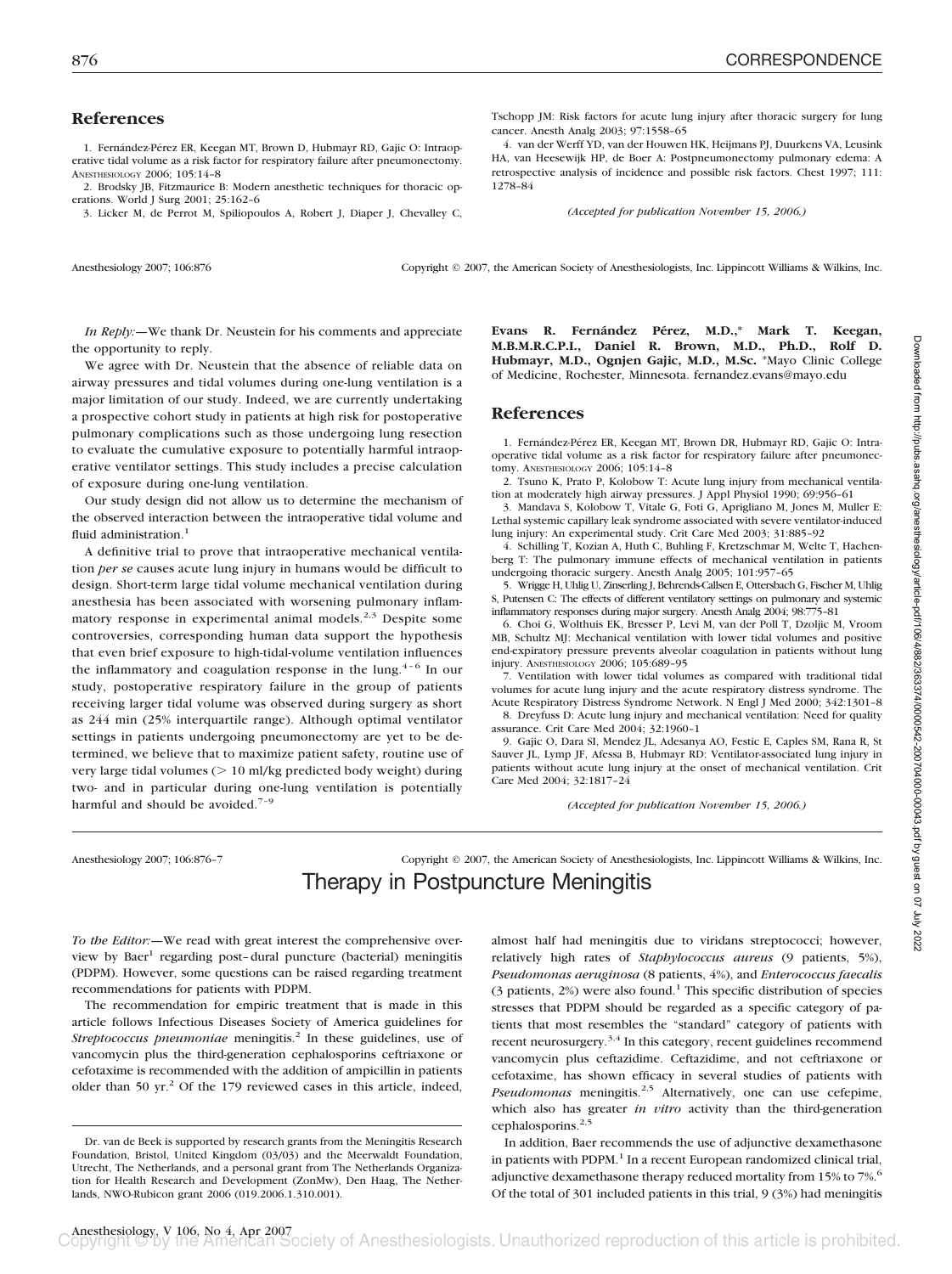## References

1. Fernández-Pérez ER, Keegan MT, Brown D, Hubmayr RD, Gajic O: Intraoperative tidal volume as a risk factor for respiratory failure after pneumonectomy. ANESTHESIOLOGY 2006; 105:14–8

2. Brodsky JB, Fitzmaurice B: Modern anesthetic techniques for thoracic operations. World J Surg 2001; 25:162–6

3. Licker M, de Perrot M, Spiliopoulos A, Robert J, Diaper J, Chevalley C, Tschopp JM: Risk factors for acute lung injury after thoracic surgery for lung cancer. Anesth Analg 2003; 97:1558–65

4. van der Werff YD, van der Houwen HK, Heijmans PJ, Duurkens VA, Leusink HA, van Heesewijk HP, de Boer A: Postpneumonectomy pulmonary edema: A retrospective analysis of incidence and possible risk factors. Chest 1997; 111:1278–84

*(Accepted for publication November 15, 2006.)*

Anesthesiology 2007; 106:876 Copyright © 2007, the American Society of Anesthesiologists, Inc. Lippincott Williams & Wilkins, Inc.

*In Reply:*—We thank Dr. Neustein for his comments and appreciate the opportunity to reply.

We agree with Dr. Neustein that the absence of reliable data on airway pressures and tidal volumes during one-lung ventilation is a major limitation of our study. Indeed, we are currently undertaking a prospective cohort study in patients at high risk for postoperative pulmonary complications such as those undergoing lung resection to evaluate the cumulative exposure to potentially harmful intraoperative ventilator settings. This study includes a precise calculation of exposure during one-lung ventilation.

Our study design did not allow us to determine the mechanism of the observed interaction between the intraoperative tidal volume and fluid administration.[1]

A definitive trial to prove that intraoperative mechanical ventilation *per se* causes acute lung injury in humans would be difficult to design. Short-term large tidal volume mechanical ventilation during anesthesia has been associated with worsening pulmonary inflammatory response in experimental animal models.[2,3] Despite some controversies, corresponding human data support the hypothesis that even brief exposure to high-tidal-volume ventilation influences the inflammatory and coagulation response in the lung.[4–6] In our study, postoperative respiratory failure in the group of patients receiving larger tidal volume was observed during surgery as short as 244 min (25% interquartile range). Although optimal ventilator settings in patients undergoing pneumonectomy are yet to be determined, we believe that to maximize patient safety, routine use of very large tidal volumes (> 10 ml/kg predicted body weight) during two- and in particular during one-lung ventilation is potentially harmful and should be avoided.[7–9]

**Evans R. Fernández Pérez, M.D.,\* Mark T. Keegan, M.B.M.R.C.P.I., Daniel R. Brown, M.D., Ph.D., Rolf D. Hubmayr, M.D., Ognjen Gajic, M.D., M.Sc.** \*Mayo Clinic College of Medicine, Rochester, Minnesota. fernandez.evans@mayo.edu

## References

1. Fernández-Pérez ER, Keegan MT, Brown DR, Hubmayr RD, Gajic O: Intraoperative tidal volume as a risk factor for respiratory failure after pneumonectomy. ANESTHESIOLOGY 2006; 105:14–8

2. Tsuno K, Prato P, Kolobow T: Acute lung injury from mechanical ventilation at moderately high airway pressures. J Appl Physiol 1990; 69:956–61

3. Mandava S, Kolobow T, Vitale G, Foti G, Aprigliano M, Jones M, Muller E: Lethal systemic capillary leak syndrome associated with severe ventilator-induced lung injury: An experimental study. Crit Care Med 2003; 31:885–92

4. Schilling T, Kozian A, Huth C, Buhling F, Kretzschmar M, Welte T, Hachenberg T: The pulmonary immune effects of mechanical ventilation in patients undergoing thoracic surgery. Anesth Analg 2005; 101:957–65

5. Wrigge H, Uhlig U, Zinserling J, Behrends-Callsen E, Ottersbach G, Fischer M, Uhlig S, Putensen C: The effects of different ventilatory settings on pulmonary and systemic inflammatory responses during major surgery. Anesth Analg 2004; 98:775–81

6. Choi G, Wolthuis EK, Bresser P, Levi M, van der Poll T, Dzoljic M, Vroom MB, Schultz MJ: Mechanical ventilation with lower tidal volumes and positive end-expiratory pressure prevents alveolar coagulation in patients without lung injury. ANESTHESIOLOGY 2006; 105:689–95

7. Ventilation with lower tidal volumes as compared with traditional tidal volumes for acute lung injury and the acute respiratory distress syndrome. The Acute Respiratory Distress Syndrome Network. N Engl J Med 2000; 342:1301–8

8. Dreyfuss D: Acute lung injury and mechanical ventilation: Need for quality assurance. Crit Care Med 2004; 32:1960–1

9. Gajic O, Dara SI, Mendez JL, Adesanya AO, Festic E, Caples SM, Rana R, St Sauver JL, Lymp JF, Afessa B, Hubmayr RD: Ventilator-associated lung injury in patients without acute lung injury at the onset of mechanical ventilation. Crit Care Med 2004; 32:1817–24

*(Accepted for publication November 15, 2006.)*

Anesthesiology 2007; 106:876–7 Copyright © 2007, the American Society of Anesthesiologists, Inc. Lippincott Williams & Wilkins, Inc.

# Therapy in Postpuncture Meningitis

*To the Editor:*—We read with great interest the comprehensive overview by Baer[1] regarding post–dural puncture (bacterial) meningitis (PDPM). However, some questions can be raised regarding treatment recommendations for patients with PDPM.

The recommendation for empiric treatment that is made in this article follows Infectious Diseases Society of America guidelines for *Streptococcus pneumoniae* meningitis.[2] In these guidelines, use of vancomycin plus the third-generation cephalosporins ceftriaxone or cefotaxime is recommended with the addition of ampicillin in patients older than 50 yr.[2] Of the 179 reviewed cases in this article, indeed, almost half had meningitis due to viridans streptococci; however, relatively high rates of *Staphylococcus aureus* (9 patients, 5%), *Pseudomonas aeruginosa* (8 patients, 4%), and *Enterococcus faecalis* (3 patients, 2%) were also found.[1] This specific distribution of species stresses that PDPM should be regarded as a specific category of patients that most resembles the "standard" category of patients with recent neurosurgery.[3,4] In this category, recent guidelines recommend vancomycin plus ceftazidime. Ceftazidime, and not ceftriaxone or cefotaxime, has shown efficacy in several studies of patients with *Pseudomonas* meningitis.[2,5] Alternatively, one can use cefepime, which also has greater *in vitro* activity than the third-generation cephalosporins.[2,5]

In addition, Baer recommends the use of adjunctive dexamethasone in patients with PDPM.[1] In a recent European randomized clinical trial, adjunctive dexamethasone therapy reduced mortality from 15% to 7%.[6] Of the total of 301 included patients in this trial, 9 (3%) had meningitis

Dr. van de Beek is supported by research grants from the Meningitis Research Foundation, Bristol, United Kingdom (03/03) and the Meerwaldt Foundation, Utrecht, The Netherlands, and a personal grant from The Netherlands Organization for Health Research and Development (ZonMw), Den Haag, The Netherlands, NWO-Rubicon grant 2006 (019.2006.1.310.001).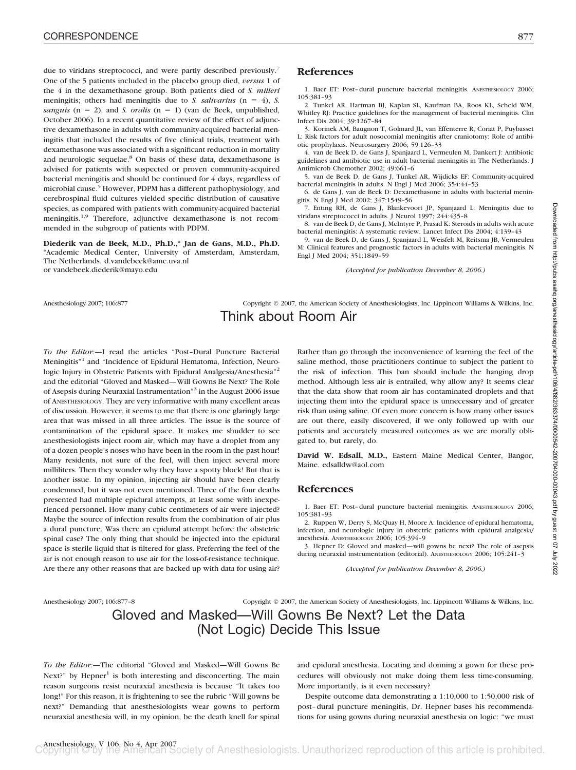due to viridans streptococci, and were partly described previously.[7] One of the 5 patients included in the placebo group died, *versus* 1 of the 4 in the dexamethasone group. Both patients died of *S. milleri* meningitis; others had meningitis due to *S. salivarius* (n = 4), *S. sanguis* (n = 2), and *S. oralis* (n = 1) (van de Beek, unpublished, October 2006). In a recent quantitative review of the effect of adjunctive dexamethasone in adults with community-acquired bacterial meningitis that included the results of five clinical trials, treatment with dexamethasone was associated with a significant reduction in mortality and neurologic sequelae.[8] On basis of these data, dexamethasone is advised for patients with suspected or proven community-acquired bacterial meningitis and should be continued for 4 days, regardless of microbial cause.[5] However, PDPM has a different pathophysiology, and cerebrospinal fluid cultures yielded specific distribution of causative species, as compared with patients with community-acquired bacterial meningitis.[1,9] Therefore, adjunctive dexamethasone is not recommended in the subgroup of patients with PDPM.

**Diederik van de Beek, M.D., Ph.D.,\* Jan de Gans, M.D., Ph.D.** \*Academic Medical Center, University of Amsterdam, Amsterdam, The Netherlands. d.vandebeek@amc.uva.nl or vandebeek.diederik@mayo.edu

## References

1. Baer ET: Post–dural puncture bacterial meningitis. ANESTHESIOLOGY 2006; 105:381–93
2. Tunkel AR, Hartman BJ, Kaplan SL, Kaufman BA, Roos KL, Scheld WM, Whitley RJ: Practice guidelines for the management of bacterial meningitis. Clin Infect Dis 2004; 39:1267–84
3. Korinek AM, Baugnon T, Golmard JL, van Effenterre R, Coriat P, Puybasset L: Risk factors for adult nosocomial meningitis after craniotomy: Role of antibiotic prophylaxis. Neurosurgery 2006; 59:126–33
4. van de Beek D, de Gans J, Spanjaard L, Vermeulen M, Dankert J: Antibiotic guidelines and antibiotic use in adult bacterial meningitis in The Netherlands. J Antimicrob Chemother 2002; 49:661–6
5. van de Beek D, de Gans J, Tunkel AR, Wijdicks EF: Community-acquired bacterial meningitis in adults. N Engl J Med 2006; 354:44–53
6. de Gans J, van de Beek D: Dexamethasone in adults with bacterial meningitis. N Engl J Med 2002; 347:1549–56
7. Enting RH, de Gans J, Blankevoort JP, Spanjaard L: Meningitis due to viridans streptococci in adults. J Neurol 1997; 244:435–8
8. van de Beek D, de Gans J, McIntyre P, Prasad K: Steroids in adults with acute bacterial meningitis: A systematic review. Lancet Infect Dis 2004; 4:139–43
9. van de Beek D, de Gans J, Spanjaard L, Weisfelt M, Reitsma JB, Vermeulen M: Clinical features and prognostic factors in adults with bacterial meningitis. N Engl J Med 2004; 351:1849–59

*(Accepted for publication December 8, 2006.)*

Anesthesiology 2007; 106:877 Copyright © 2007, the American Society of Anesthesiologists, Inc. Lippincott Williams & Wilkins, Inc.

# Think about Room Air

*To the Editor:—*I read the articles "Post–Dural Puncture Bacterial Meningitis"[1] and "Incidence of Epidural Hematoma, Infection, Neurologic Injury in Obstetric Patients with Epidural Analgesia/Anesthesia"[2] and the editorial "Gloved and Masked—Will Gowns Be Next? The Role of Asepsis during Neuraxial Instrumentation"[3] in the August 2006 issue of ANESTHESIOLOGY. They are very informative with many excellent areas of discussion. However, it seems to me that there is one glaringly large area that was missed in all three articles. The issue is the source of contamination of the epidural space. It makes me shudder to see anesthesiologists inject room air, which may have a droplet from any of a dozen people's noses who have been in the room in the past hour! Many residents, not sure of the feel, will then inject several more milliliters. Then they wonder why they have a spotty block! But that is another issue. In my opinion, injecting air should have been clearly condemned, but it was not even mentioned. Three of the four deaths presented had multiple epidural attempts, at least some with inexperienced personnel. How many cubic centimeters of air were injected? Maybe the source of infection results from the combination of air plus a dural puncture. Was there an epidural attempt before the obstetric spinal case? The only thing that should be injected into the epidural space is sterile liquid that is filtered for glass. Preferring the feel of the air is not enough reason to use air for the loss-of-resistance technique. Are there any other reasons that are backed up with data for using air? Rather than go through the inconvenience of learning the feel of the saline method, those practitioners continue to subject the patient to the risk of infection. This ban should include the hanging drop method. Although less air is entrailed, why allow any? It seems clear that the data show that room air has contaminated droplets and that injecting them into the epidural space is unnecessary and of greater risk than using saline. Of even more concern is how many other issues are out there, easily discovered, if we only followed up with our patients and accurately measured outcomes as we are morally obligated to, but rarely, do.

**David W. Edsall, M.D.,** Eastern Maine Medical Center, Bangor, Maine. edsalldw@aol.com

## References

1. Baer ET: Post–dural puncture bacterial meningitis. ANESTHESIOLOGY 2006; 105:381–93
2. Ruppen W, Derry S, McQuay H, Moore A: Incidence of epidural hematoma, infection, and neurologic injury in obstetric patients with epidural analgesia/anesthesia. ANESTHESIOLOGY 2006; 105:394–9
3. Hepner D: Gloved and masked—will gowns be next? The role of asepsis during neuraxial instrumentation (editorial). ANESTHESIOLOGY 2006; 105:241–3

*(Accepted for publication December 8, 2006.)*

Anesthesiology 2007; 106:877–8 Copyright © 2007, the American Society of Anesthesiologists, Inc. Lippincott Williams & Wilkins, Inc.

# Gloved and Masked—Will Gowns Be Next? Let the Data (Not Logic) Decide This Issue

*To the Editor:—*The editorial "Gloved and Masked—Will Gowns Be Next?" by Hepner[1] is both interesting and disconcerting. The main reason surgeons resist neuraxial anesthesia is because "It takes too long!" For this reason, it is frightening to see the rubric "Will gowns be next?" Demanding that anesthesiologists wear gowns to perform neuraxial anesthesia will, in my opinion, be the death knell for spinal and epidural anesthesia. Locating and donning a gown for these procedures will obviously not make doing them less time-consuming. More importantly, is it even necessary?

Despite outcome data demonstrating a 1:10,000 to 1:50,000 risk of post–dural puncture meningitis, Dr. Hepner bases his recommendations for using gowns during neuraxial anesthesia on logic: "we must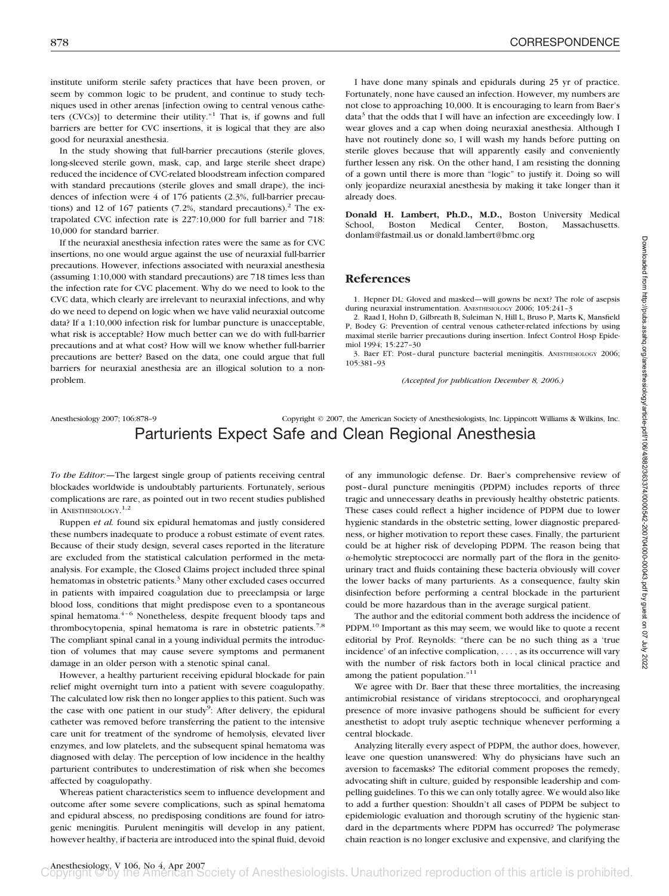institute uniform sterile safety practices that have been proven, or seem by common logic to be prudent, and continue to study techniques used in other arenas [infection owing to central venous catheters (CVCs)] to determine their utility."[1] That is, if gowns and full barriers are better for CVC insertions, it is logical that they are also good for neuraxial anesthesia.

In the study showing that full-barrier precautions (sterile gloves, long-sleeved sterile gown, mask, cap, and large sterile sheet drape) reduced the incidence of CVC-related bloodstream infection compared with standard precautions (sterile gloves and small drape), the incidences of infection were 4 of 176 patients (2.3%, full-barrier precautions) and 12 of 167 patients (7.2%, standard precautions).[2] The extrapolated CVC infection rate is 227:10,000 for full barrier and 718: 10,000 for standard barrier.

If the neuraxial anesthesia infection rates were the same as for CVC insertions, no one would argue against the use of neuraxial full-barrier precautions. However, infections associated with neuraxial anesthesia (assuming 1:10,000 with standard precautions) are 718 times less than the infection rate for CVC placement. Why do we need to look to the CVC data, which clearly are irrelevant to neuraxial infections, and why do we need to depend on logic when we have valid neuraxial outcome data? If a 1:10,000 infection risk for lumbar puncture is unacceptable, what risk is acceptable? How much better can we do with full-barrier precautions and at what cost? How will we know whether full-barrier precautions are better? Based on the data, one could argue that full barriers for neuraxial anesthesia are an illogical solution to a nonproblem.

I have done many spinals and epidurals during 25 yr of practice. Fortunately, none have caused an infection. However, my numbers are not close to approaching 10,000. It is encouraging to learn from Baer's data[3] that the odds that I will have an infection are exceedingly low. I wear gloves and a cap when doing neuraxial anesthesia. Although I have not routinely done so, I will wash my hands before putting on sterile gloves because that will apparently easily and conveniently further lessen any risk. On the other hand, I am resisting the donning of a gown until there is more than "logic" to justify it. Doing so will only jeopardize neuraxial anesthesia by making it take longer than it already does.

**Donald H. Lambert, Ph.D., M.D.,** Boston University Medical School, Boston Medical Center, Boston, Massachusetts. donlam@fastmail.us or donald.lambert@bmc.org

## References

1. Hepner DL: Gloved and masked—will gowns be next? The role of asepsis during neuraxial instrumentation. Anesthesiology 2006; 105:241–3
2. Raad I, Hohn D, Gilbreath B, Suleiman N, Hill L, Bruso P, Marts K, Mansfield P, Bodey G: Prevention of central venous catheter-related infections by using maximal sterile barrier precautions during insertion. Infect Control Hosp Epidemiol 1994; 15:227–30
3. Baer ET: Post–dural puncture bacterial meningitis. Anesthesiology 2006; 105:381–93

*(Accepted for publication December 8, 2006.)*

Anesthesiology 2007; 106:878–9 Copyright © 2007, the American Society of Anesthesiologists, Inc. Lippincott Williams & Wilkins, Inc.

# Parturients Expect Safe and Clean Regional Anesthesia

*To the Editor:*—The largest single group of patients receiving central blockades worldwide is undoubtably parturients. Fortunately, serious complications are rare, as pointed out in two recent studies published in Anesthesiology.[1,2]

Ruppen *et al.* found six epidural hematomas and justly considered these numbers inadequate to produce a robust estimate of event rates. Because of their study design, several cases reported in the literature are excluded from the statistical calculation performed in the meta-analysis. For example, the Closed Claims project included three spinal hematomas in obstetric patients.[3] Many other excluded cases occurred in patients with impaired coagulation due to preeclampsia or large blood loss, conditions that might predispose even to a spontaneous spinal hematoma.[4–6] Nonetheless, despite frequent bloody taps and thrombocytopenia, spinal hematoma is rare in obstetric patients.[7,8] The compliant spinal canal in a young individual permits the introduction of volumes that may cause severe symptoms and permanent damage in an older person with a stenotic spinal canal.

However, a healthy parturient receiving epidural blockade for pain relief might overnight turn into a patient with severe coagulopathy. The calculated low risk then no longer applies to this patient. Such was the case with one patient in our study[9]: After delivery, the epidural catheter was removed before transferring the patient to the intensive care unit for treatment of the syndrome of hemolysis, elevated liver enzymes, and low platelets, and the subsequent spinal hematoma was diagnosed with delay. The perception of low incidence in the healthy parturient contributes to underestimation of risk when she becomes affected by coagulopathy.

Whereas patient characteristics seem to influence development and outcome after some severe complications, such as spinal hematoma and epidural abscess, no predisposing conditions are found for iatrogenic meningitis. Purulent meningitis will develop in any patient, however healthy, if bacteria are introduced into the spinal fluid, devoid of any immunologic defense. Dr. Baer's comprehensive review of post–dural puncture meningitis (PDPM) includes reports of three tragic and unnecessary deaths in previously healthy obstetric patients. These cases could reflect a higher incidence of PDPM due to lower hygienic standards in the obstetric setting, lower diagnostic preparedness, or higher motivation to report these cases. Finally, the parturient could be at higher risk of developing PDPM. The reason being that $\alpha$-hemolytic streptococci are normally part of the flora in the genitourinary tract and fluids containing these bacteria obviously will cover the lower backs of many parturients. As a consequence, faulty skin disinfection before performing a central blockade in the parturient could be more hazardous than in the average surgical patient.

The author and the editorial comment both address the incidence of PDPM.[10] Important as this may seem, we would like to quote a recent editorial by Prof. Reynolds: "there can be no such thing as a 'true incidence' of an infective complication, . . . , as its occurrence will vary with the number of risk factors both in local clinical practice and among the patient population."[11]

We agree with Dr. Baer that these three mortalities, the increasing antimicrobial resistance of viridans streptococci, and oropharyngeal presence of more invasive pathogens should be sufficient for every anesthetist to adopt truly aseptic technique whenever performing a central blockade.

Analyzing literally every aspect of PDPM, the author does, however, leave one question unanswered: Why do physicians have such an aversion to facemasks? The editorial comment proposes the remedy, advocating shift in culture, guided by responsible leadership and compelling guidelines. To this we can only totally agree. We would also like to add a further question: Shouldn't all cases of PDPM be subject to epidemiologic evaluation and thorough scrutiny of the hygienic standard in the departments where PDPM has occurred? The polymerase chain reaction is no longer exclusive and expensive, and clarifying the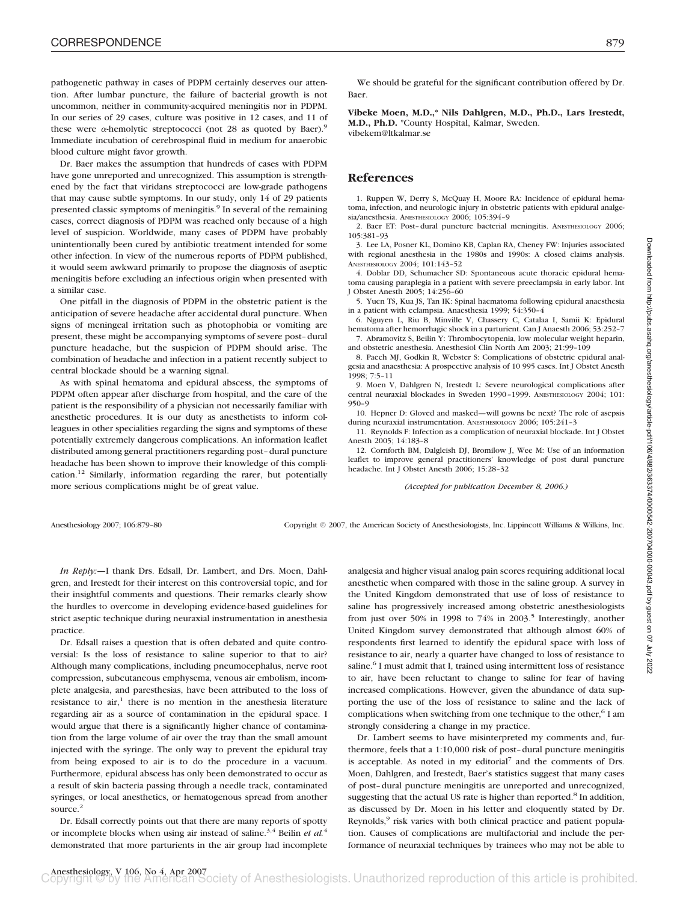pathogenetic pathway in cases of PDPM certainly deserves our attention. After lumbar puncture, the failure of bacterial growth is not uncommon, neither in community-acquired meningitis nor in PDPM. In our series of 29 cases, culture was positive in 12 cases, and 11 of these were $\alpha$-hemolytic streptococci (not 28 as quoted by Baer).[9] Immediate incubation of cerebrospinal fluid in medium for anaerobic blood culture might favor growth.

Dr. Baer makes the assumption that hundreds of cases with PDPM have gone unreported and unrecognized. This assumption is strengthened by the fact that viridans streptococci are low-grade pathogens that may cause subtle symptoms. In our study, only 14 of 29 patients presented classic symptoms of meningitis.[9] In several of the remaining cases, correct diagnosis of PDPM was reached only because of a high level of suspicion. Worldwide, many cases of PDPM have probably unintentionally been cured by antibiotic treatment intended for some other infection. In view of the numerous reports of PDPM published, it would seem awkward primarily to propose the diagnosis of aseptic meningitis before excluding an infectious origin when presented with a similar case.

One pitfall in the diagnosis of PDPM in the obstetric patient is the anticipation of severe headache after accidental dural puncture. When signs of meningeal irritation such as photophobia or vomiting are present, these might be accompanying symptoms of severe post–dural puncture headache, but the suspicion of PDPM should arise. The combination of headache and infection in a patient recently subject to central blockade should be a warning signal.

As with spinal hematoma and epidural abscess, the symptoms of PDPM often appear after discharge from hospital, and the care of the patient is the responsibility of a physician not necessarily familiar with anesthetic procedures. It is our duty as anesthetists to inform colleagues in other specialities regarding the signs and symptoms of these potentially extremely dangerous complications. An information leaflet distributed among general practitioners regarding post–dural puncture headache has been shown to improve their knowledge of this complication.[12] Similarly, information regarding the rarer, but potentially more serious complications might be of great value.

We should be grateful for the significant contribution offered by Dr. Baer.

**Vibeke Moen, M.D.,\* Nils Dahlgren, M.D., Ph.D., Lars Irestedt, M.D., Ph.D.** \*County Hospital, Kalmar, Sweden. vibekem@ltkalmar.se

## References

1. Ruppen W, Derry S, McQuay H, Moore RA: Incidence of epidural hematoma, infection, and neurologic injury in obstetric patients with epidural analgesia/anesthesia. Anesthesiology 2006; 105:394–9
2. Baer ET: Post–dural puncture bacterial meningitis. Anesthesiology 2006; 105:381–93
3. Lee LA, Posner KL, Domino KB, Caplan RA, Cheney FW: Injuries associated with regional anesthesia in the 1980s and 1990s: A closed claims analysis. Anesthesiology 2004; 101:143–52
4. Doblar DD, Schumacher SD: Spontaneous acute thoracic epidural hematoma causing paraplegia in a patient with severe preeclampsia in early labor. Int J Obstet Anesth 2005; 14:256–60
5. Yuen TS, Kua JS, Tan IK: Spinal haematoma following epidural anaesthesia in a patient with eclampsia. Anaesthesia 1999; 54:350–4
6. Nguyen L, Riu B, Minville V, Chassery C, Catalaa I, Samii K: Epidural hematoma after hemorrhagic shock in a parturient. Can J Anaesth 2006; 53:252–7
7. Abramovitz S, Beilin Y: Thrombocytopenia, low molecular weight heparin, and obstetric anesthesia. Anesthesiol Clin North Am 2003; 21:99–109
8. Paech MJ, Godkin R, Webster S: Complications of obstetric epidural analgesia and anaesthesia: A prospective analysis of 10 995 cases. Int J Obstet Anesth 1998; 7:5–11
9. Moen V, Dahlgren N, Irestedt L: Severe neurological complications after central neuraxial blockades in Sweden 1990–1999. Anesthesiology 2004; 101: 950–9
10. Hepner D: Gloved and masked—will gowns be next? The role of asepsis during neuraxial instrumentation. Anesthesiology 2006; 105:241–3
11. Reynolds F: Infection as a complication of neuraxial blockade. Int J Obstet Anesth 2005; 14:183–8
12. Cornforth BM, Dalgleish DJ, Bromilow J, Wee M: Use of an information leaflet to improve general practitioners' knowledge of post dural puncture headache. Int J Obstet Anesth 2006; 15:28–32

*(Accepted for publication December 8, 2006.)*

Anesthesiology 2007; 106:879–80 Copyright © 2007, the American Society of Anesthesiologists, Inc. Lippincott Williams & Wilkins, Inc.

*In Reply:*—I thank Drs. Edsall, Dr. Lambert, and Drs. Moen, Dahlgren, and Irestedt for their interest on this controversial topic, and for their insightful comments and questions. Their remarks clearly show the hurdles to overcome in developing evidence-based guidelines for strict aseptic technique during neuraxial instrumentation in anesthesia practice.

Dr. Edsall raises a question that is often debated and quite controversial: Is the loss of resistance to saline superior to that to air? Although many complications, including pneumocephalus, nerve root compression, subcutaneous emphysema, venous air embolism, incomplete analgesia, and paresthesias, have been attributed to the loss of resistance to air,[1] there is no mention in the anesthesia literature regarding air as a source of contamination in the epidural space. I would argue that there is a significantly higher chance of contamination from the large volume of air over the tray than the small amount injected with the syringe. The only way to prevent the epidural tray from being exposed to air is to do the procedure in a vacuum. Furthermore, epidural abscess has only been demonstrated to occur as a result of skin bacteria passing through a needle track, contaminated syringes, or local anesthetics, or hematogenous spread from another source.[2]

Dr. Edsall correctly points out that there are many reports of spotty or incomplete blocks when using air instead of saline.[3,4] Beilin *et al.*[4] demonstrated that more parturients in the air group had incomplete analgesia and higher visual analog pain scores requiring additional local anesthetic when compared with those in the saline group. A survey in the United Kingdom demonstrated that use of loss of resistance to saline has progressively increased among obstetric anesthesiologists from just over 50% in 1998 to 74% in 2003.[5] Interestingly, another United Kingdom survey demonstrated that although almost 60% of respondents first learned to identify the epidural space with loss of resistance to air, nearly a quarter have changed to loss of resistance to saline.[6] I must admit that I, trained using intermittent loss of resistance to air, have been reluctant to change to saline for fear of having increased complications. However, given the abundance of data supporting the use of the loss of resistance to saline and the lack of complications when switching from one technique to the other,[6] I am strongly considering a change in my practice.

Dr. Lambert seems to have misinterpreted my comments and, furthermore, feels that a 1:10,000 risk of post–dural puncture meningitis is acceptable. As noted in my editorial[7] and the comments of Drs. Moen, Dahlgren, and Irestedt, Baer's statistics suggest that many cases of post–dural puncture meningitis are unreported and unrecognized, suggesting that the actual US rate is higher than reported.[8] In addition, as discussed by Dr. Moen in his letter and eloquently stated by Dr. Reynolds,[9] risk varies with both clinical practice and patient population. Causes of complications are multifactorial and include the performance of neuraxial techniques by trainees who may not be able to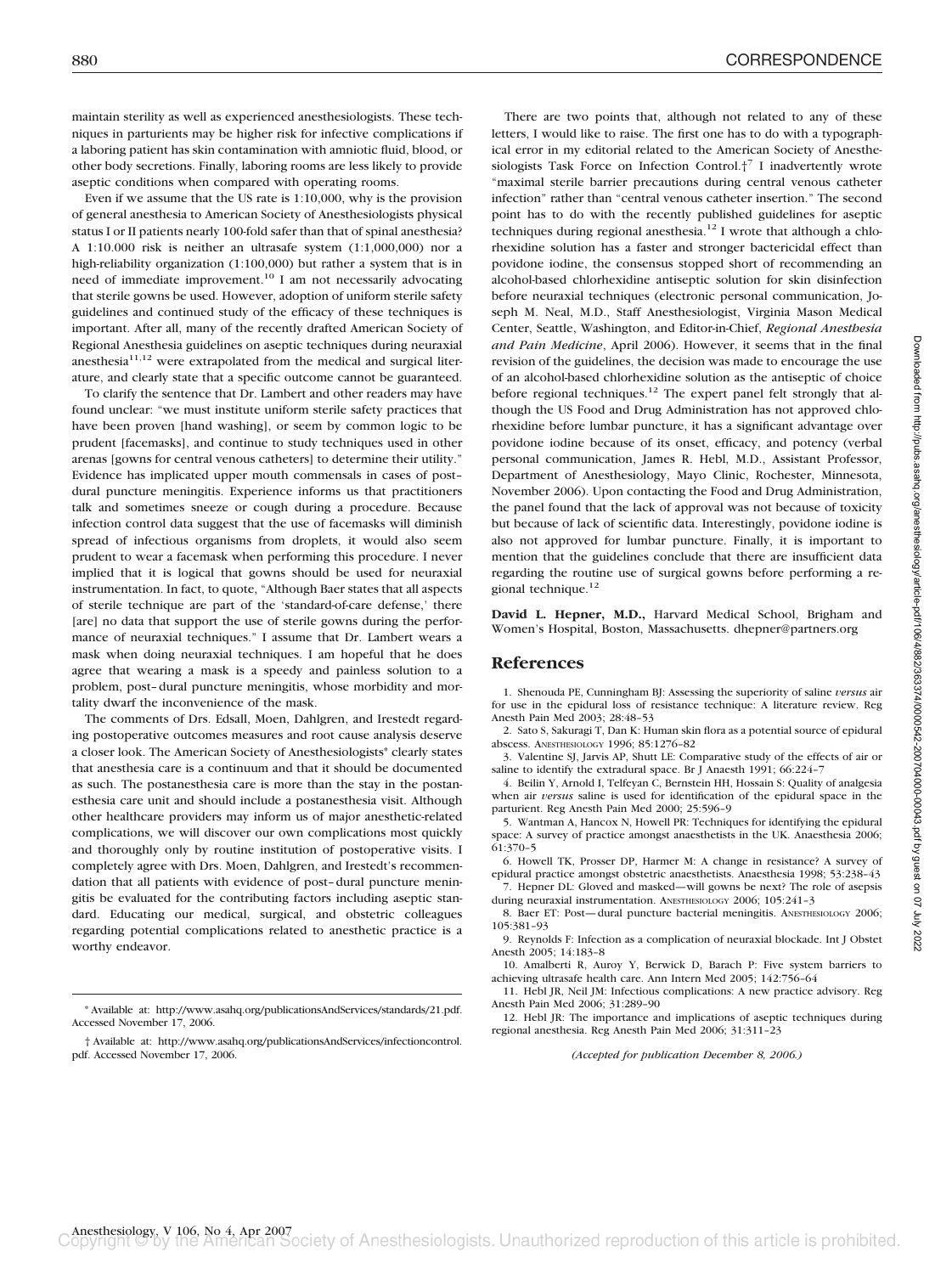maintain sterility as well as experienced anesthesiologists. These techniques in parturients may be higher risk for infective complications if a laboring patient has skin contamination with amniotic fluid, blood, or other body secretions. Finally, laboring rooms are less likely to provide aseptic conditions when compared with operating rooms.

Even if we assume that the US rate is 1:10,000, why is the provision of general anesthesia to American Society of Anesthesiologists physical status I or II patients nearly 100-fold safer than that of spinal anesthesia? A 1:10.000 risk is neither an ultrasafe system (1:1,000,000) nor a high-reliability organization (1:100,000) but rather a system that is in need of immediate improvement.[10] I am not necessarily advocating that sterile gowns be used. However, adoption of uniform sterile safety guidelines and continued study of the efficacy of these techniques is important. After all, many of the recently drafted American Society of Regional Anesthesia guidelines on aseptic techniques during neuraxial anesthesia[11,12] were extrapolated from the medical and surgical literature, and clearly state that a specific outcome cannot be guaranteed.

To clarify the sentence that Dr. Lambert and other readers may have found unclear: "we must institute uniform sterile safety practices that have been proven [hand washing], or seem by common logic to be prudent [facemasks], and continue to study techniques used in other arenas [gowns for central venous catheters] to determine their utility." Evidence has implicated upper mouth commensals in cases of post–dural puncture meningitis. Experience informs us that practitioners talk and sometimes sneeze or cough during a procedure. Because infection control data suggest that the use of facemasks will diminish spread of infectious organisms from droplets, it would also seem prudent to wear a facemask when performing this procedure. I never implied that it is logical that gowns should be used for neuraxial instrumentation. In fact, to quote, "Although Baer states that all aspects of sterile technique are part of the 'standard-of-care defense,' there [are] no data that support the use of sterile gowns during the performance of neuraxial techniques." I assume that Dr. Lambert wears a mask when doing neuraxial techniques. I am hopeful that he does agree that wearing a mask is a speedy and painless solution to a problem, post–dural puncture meningitis, whose morbidity and mortality dwarf the inconvenience of the mask.

The comments of Drs. Edsall, Moen, Dahlgren, and Irestedt regarding postoperative outcomes measures and root cause analysis deserve a closer look. The American Society of Anesthesiologists* clearly states that anesthesia care is a continuum and that it should be documented as such. The postanesthesia care is more than the stay in the postanesthesia care unit and should include a postanesthesia visit. Although other healthcare providers may inform us of major anesthetic-related complications, we will discover our own complications most quickly and thoroughly only by routine institution of postoperative visits. I completely agree with Drs. Moen, Dahlgren, and Irestedt's recommendation that all patients with evidence of post–dural puncture meningitis be evaluated for the contributing factors including aseptic standard. Educating our medical, surgical, and obstetric colleagues regarding potential complications related to anesthetic practice is a worthy endeavor.

There are two points that, although not related to any of these letters, I would like to raise. The first one has to do with a typographical error in my editorial related to the American Society of Anesthesiologists Task Force on Infection Control.†[7] I inadvertently wrote "maximal sterile barrier precautions during central venous catheter infection" rather than "central venous catheter insertion." The second point has to do with the recently published guidelines for aseptic techniques during regional anesthesia.[12] I wrote that although a chlorhexidine solution has a faster and stronger bactericidal effect than povidone iodine, the consensus stopped short of recommending an alcohol-based chlorhexidine antiseptic solution for skin disinfection before neuraxial techniques (electronic personal communication, Joseph M. Neal, M.D., Staff Anesthesiologist, Virginia Mason Medical Center, Seattle, Washington, and Editor-in-Chief, *Regional Anesthesia and Pain Medicine*, April 2006). However, it seems that in the final revision of the guidelines, the decision was made to encourage the use of an alcohol-based chlorhexidine solution as the antiseptic of choice before regional techniques.[12] The expert panel felt strongly that although the US Food and Drug Administration has not approved chlorhexidine before lumbar puncture, it has a significant advantage over povidone iodine because of its onset, efficacy, and potency (verbal personal communication, James R. Hebl, M.D., Assistant Professor, Department of Anesthesiology, Mayo Clinic, Rochester, Minnesota, November 2006). Upon contacting the Food and Drug Administration, the panel found that the lack of approval was not because of toxicity but because of lack of scientific data. Interestingly, povidone iodine is also not approved for lumbar puncture. Finally, it is important to mention that the guidelines conclude that there are insufficient data regarding the routine use of surgical gowns before performing a regional technique.[12]

**David L. Hepner, M.D.,** Harvard Medical School, Brigham and Women's Hospital, Boston, Massachusetts. dhepner@partners.org

## References

1. Shenouda PE, Cunningham BJ: Assessing the superiority of saline *versus* air for use in the epidural loss of resistance technique: A literature review. Reg Anesth Pain Med 2003; 28:48–53
2. Sato S, Sakuragi T, Dan K: Human skin flora as a potential source of epidural abscess. ANESTHESIOLOGY 1996; 85:1276–82
3. Valentine SJ, Jarvis AP, Shutt LE: Comparative study of the effects of air or saline to identify the extradural space. Br J Anaesth 1991; 66:224–7
4. Beilin Y, Arnold I, Telfeyan C, Bernstein HH, Hossain S: Quality of analgesia when air *versus* saline is used for identification of the epidural space in the parturient. Reg Anesth Pain Med 2000; 25:596–9
5. Wantman A, Hancox N, Howell PR: Techniques for identifying the epidural space: A survey of practice amongst anaesthetists in the UK. Anaesthesia 2006; 61:370–5
6. Howell TK, Prosser DP, Harmer M: A change in resistance? A survey of epidural practice amongst obstetric anaesthetists. Anaesthesia 1998; 53:238–43
7. Hepner DL: Gloved and masked—will gowns be next? The role of asepsis during neuraxial instrumentation. ANESTHESIOLOGY 2006; 105:241–3
8. Baer ET: Post—dural puncture bacterial meningitis. ANESTHESIOLOGY 2006; 105:381–93
9. Reynolds F: Infection as a complication of neuraxial blockade. Int J Obstet Anesth 2005; 14:183–8
10. Amalberti R, Auroy Y, Berwick D, Barach P: Five system barriers to achieving ultrasafe health care. Ann Intern Med 2005; 142:756–64
11. Hebl JR, Neil JM: Infectious complications: A new practice advisory. Reg Anesth Pain Med 2006; 31:289–90
12. Hebl JR: The importance and implications of aseptic techniques during regional anesthesia. Reg Anesth Pain Med 2006; 31:311–23

*(Accepted for publication December 8, 2006.)*

---

\* Available at: http://www.asahq.org/publicationsAndServices/standards/21.pdf. Accessed November 17, 2006.

† Available at: http://www.asahq.org/publicationsAndServices/infectioncontrol.pdf. Accessed November 17, 2006.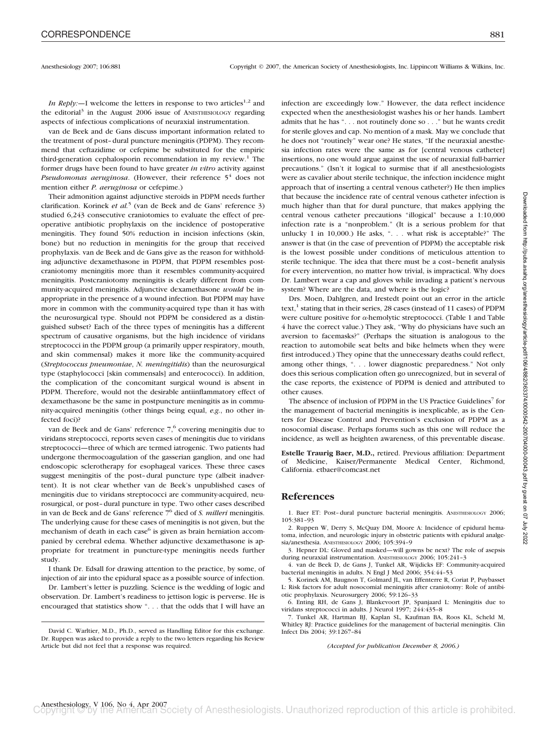Anesthesiology 2007; 106:881 Copyright © 2007, the American Society of Anesthesiologists, Inc. Lippincott Williams & Wilkins, Inc.

*In Reply:*—I welcome the letters in response to two articles[1,2] and the editorial[3] in the August 2006 issue of ANESTHESIOLOGY regarding aspects of infectious complications of neuraxial instrumentation.

van de Beek and de Gans discuss important information related to the treatment of post–dural puncture meningitis (PDPM). They recommend that ceftazidime or cefepime be substituted for the empiric third-generation cephalosporin recommendation in my review.[1] The former drugs have been found to have greater *in vitro* activity against *Pseudomonas aeruginosa*. (However, their reference 5[4] does not mention either *P. aeruginosa* or cefepime.)

Their admonition against adjunctive steroids in PDPM needs further clarification. Korinek *et al.*[5] (van de Beek and de Gans' reference 3) studied 6,243 consecutive craniotomies to evaluate the effect of preoperative antibiotic prophylaxis on the incidence of postoperative meningitis. They found 50% reduction in incision infections (skin, bone) but no reduction in meningitis for the group that received prophylaxis. van de Beek and de Gans give as the reason for withholding adjunctive dexamethasone in PDPM, that PDPM resembles postcraniotomy meningitis more than it resembles community-acquired meningitis. Postcraniotomy meningitis is clearly different from community-acquired meningitis. Adjunctive dexamethasone *would* be inappropriate in the presence of a wound infection. But PDPM may have more in common with the community-acquired type than it has with the neurosurgical type. Should not PDPM be considered as a distinguished subset? Each of the three types of meningitis has a different spectrum of causative organisms, but the high incidence of viridans streptococci in the PDPM group (a primarily upper respiratory, mouth, and skin commensal) makes it more like the community-acquired (*Streptococcus pneumoniae*, *N. meningitidis*) than the neurosurgical type (staphylococci [skin commensals] and enterococci). In addition, the complication of the concomitant surgical wound is absent in PDPM. Therefore, would not the desirable antiinflammatory effect of dexamethasone be the same in postpuncture meningitis as in community-acquired meningitis (other things being equal, *e.g.*, no other infected foci)?

van de Beek and de Gans' reference 7,[6] covering meningitis due to viridans streptococci, reports seven cases of meningitis due to viridans streptococci—three of which are termed iatrogenic. Two patients had undergone thermocoagulation of the gasserian ganglion, and one had endoscopic sclerotherapy for esophageal varices. These three cases suggest meningitis of the post–dural puncture type (albeit inadvertent). It is not clear whether van de Beek's unpublished cases of meningitis due to viridans streptococci are community-acquired, neurosurgical, or post–dural puncture in type. Two other cases described in van de Beek and de Gans' reference 7[6] died of *S. milleri* meningitis. The underlying cause for these cases of meningitis is not given, but the mechanism of death in each case[6] is given as brain herniation accompanied by cerebral edema. Whether adjunctive dexamethasone is appropriate for treatment in puncture-type meningitis needs further study.

I thank Dr. Edsall for drawing attention to the practice, by some, of injection of air into the epidural space as a possible source of infection.

Dr. Lambert's letter is puzzling. Science is the wedding of logic and observation. Dr. Lambert's readiness to jettison logic is perverse. He is encouraged that statistics show ". . . that the odds that I will have an infection are exceedingly low." However, the data reflect incidence expected when the anesthesiologist washes his or her hands. Lambert admits that he has ". . . not routinely done so . . ." but he wants credit for sterile gloves and cap. No mention of a mask. May we conclude that he does not "routinely" wear one? He states, "If the neuraxial anesthesia infection rates were the same as for [central venous catheter] insertions, no one would argue against the use of neuraxial full-barrier precautions." (Isn't it logical to surmise that if all anesthesiologists were as cavalier about sterile technique, the infection incidence might approach that of inserting a central venous catheter?) He then implies that because the incidence rate of central venous catheter infection is much higher than that for dural puncture, that makes applying the central venous catheter precautions "illogical" because a 1:10,000 infection rate is a "nonproblem." (It is a serious problem for that unlucky 1 in 10,000.) He asks, ". . . what risk is acceptable?" The answer is that (in the case of prevention of PDPM) the acceptable risk is the lowest possible under conditions of meticulous attention to sterile technique. The idea that there must be a cost–benefit analysis for every intervention, no matter how trivial, is impractical. Why does Dr. Lambert wear a cap and gloves while invading a patient's nervous system? Where are the data, and where is the logic?

Drs. Moen, Dahlgren, and Irestedt point out an error in the article text,[1] stating that in their series, 28 cases (instead of 11 cases) of PDPM were culture positive for α-hemolytic streptococci. (Table 1 and Table 4 have the correct value.) They ask, "Why do physicians have such an aversion to facemasks?" (Perhaps the situation is analogous to the reaction to automobile seat belts and bike helmets when they were first introduced.) They opine that the unnecessary deaths could reflect, among other things, ". . . lower diagnostic preparedness." Not only does this serious complication often go unrecognized, but in several of the case reports, the existence of PDPM is denied and attributed to other causes.

The absence of inclusion of PDPM in the US Practice Guidelines[7] for the management of bacterial meningitis is inexplicable, as is the Centers for Disease Control and Prevention's exclusion of PDPM as a nosocomial disease. Perhaps forums such as this one will reduce the incidence, as well as heighten awareness, of this preventable disease.

**Estelle Traurig Baer, M.D.,** retired. Previous affiliation: Department of Medicine, Kaiser/Permanente Medical Center, Richmond, California. etbaer@comcast.net

## References

1. Baer ET: Post–dural puncture bacterial meningitis. ANESTHESIOLOGY 2006; 105:381–93
2. Ruppen W, Derry S, McQuay DM, Moore A: Incidence of epidural hematoma, infection, and neurologic injury in obstetric patients with epidural analgesia/anesthesia. ANESTHESIOLOGY 2006; 105:394–9
3. Hepner DL: Gloved and masked—will gowns be next? The role of asepsis during neuraxial instrumentation. ANESTHESIOLOGY 2006; 105:241–3
4. van de Beek D, de Gans J, Tunkel AR, Wijdicks EF: Community-acquired bacterial meningitis in adults. N Engl J Med 2006; 354:44–53
5. Korinek AM, Baugnon T, Golmard JL, van Effenterre R, Coriat P, Puybasset L: Risk factors for adult nosocomial meningitis after craniotomy: Role of antibiotic prophylaxis. Neurosurgery 2006; 59:126–33
6. Enting RH, de Gans J, Blankevoort JP, Spanjaard L: Meningitis due to viridans streptococci in adults. J Neurol 1997; 244:435–8
7. Tunkel AR, Hartman BJ, Kaplan SL, Kaufman BA, Roos KL, Scheld M, Whitley RJ: Practice guidelines for the management of bacterial meningitis. Clin Infect Dis 2004; 39:1267–84

*(Accepted for publication December 8, 2006.)*

David C. Warltier, M.D., Ph.D., served as Handling Editor for this exchange. Dr. Ruppen was asked to provide a reply to the two letters regarding his Review Article but did not feel that a response was required.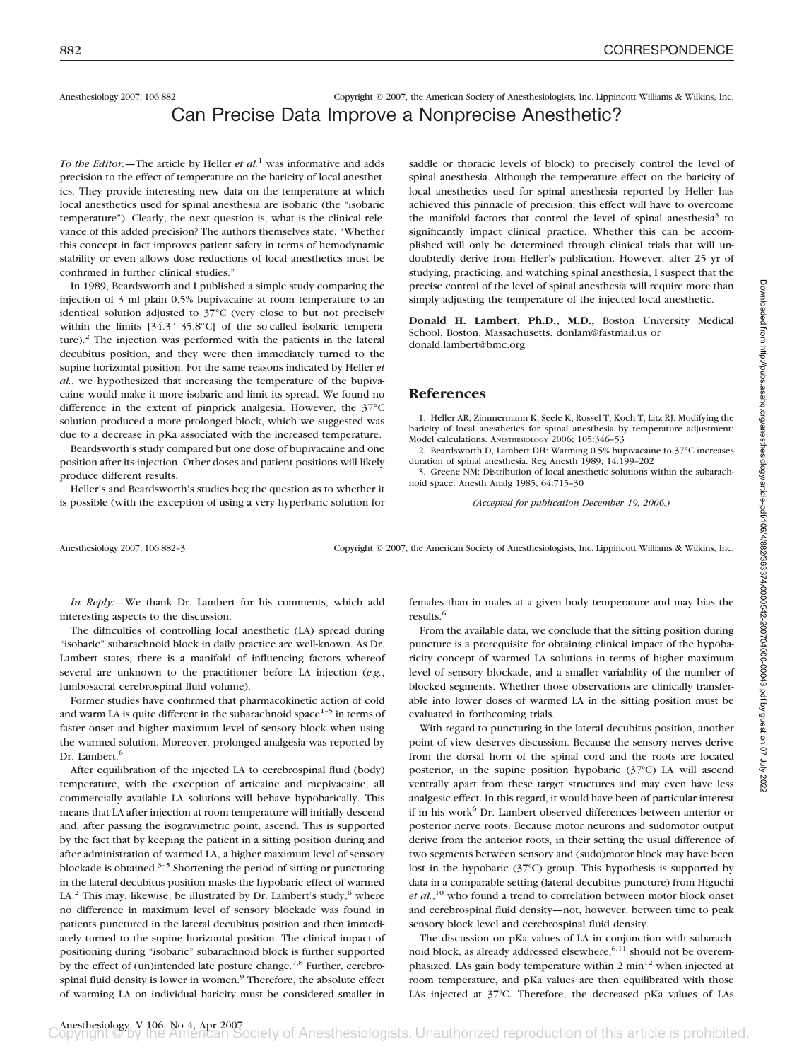Anesthesiology 2007; 106:882 Copyright © 2007, the American Society of Anesthesiologists, Inc. Lippincott Williams & Wilkins, Inc.

# Can Precise Data Improve a Nonprecise Anesthetic?

*To the Editor:*—The article by Heller *et al.*[1] was informative and adds precision to the effect of temperature on the baricity of local anesthetics. They provide interesting new data on the temperature at which local anesthetics used for spinal anesthesia are isobaric (the "isobaric temperature"). Clearly, the next question is, what is the clinical relevance of this added precision? The authors themselves state, "Whether this concept in fact improves patient safety in terms of hemodynamic stability or even allows dose reductions of local anesthetics must be confirmed in further clinical studies."

In 1989, Beardsworth and I published a simple study comparing the injection of 3 ml plain 0.5% bupivacaine at room temperature to an identical solution adjusted to 37°C (very close to but not precisely within the limits [34.3°–35.8°C] of the so-called isobaric temperature).[2] The injection was performed with the patients in the lateral decubitus position, and they were then immediately turned to the supine horizontal position. For the same reasons indicated by Heller *et al.*, we hypothesized that increasing the temperature of the bupivacaine would make it more isobaric and limit its spread. We found no difference in the extent of pinprick analgesia. However, the 37°C solution produced a more prolonged block, which we suggested was due to a decrease in pKa associated with the increased temperature.

Beardsworth's study compared but one dose of bupivacaine and one position after its injection. Other doses and patient positions will likely produce different results.

Heller's and Beardsworth's studies beg the question as to whether it is possible (with the exception of using a very hyperbaric solution for saddle or thoracic levels of block) to precisely control the level of spinal anesthesia. Although the temperature effect on the baricity of local anesthetics used for spinal anesthesia reported by Heller has achieved this pinnacle of precision, this effect will have to overcome the manifold factors that control the level of spinal anesthesia[3] to significantly impact clinical practice. Whether this can be accomplished will only be determined through clinical trials that will undoubtedly derive from Heller's publication. However, after 25 yr of studying, practicing, and watching spinal anesthesia, I suspect that the precise control of the level of spinal anesthesia will require more than simply adjusting the temperature of the injected local anesthetic.

**Donald H. Lambert, Ph.D., M.D.,** Boston University Medical School, Boston, Massachusetts. donlam@fastmail.us or donald.lambert@bmc.org

## References

1. Heller AR, Zimmermann K, Seele K, Rossel T, Koch T, Litz RJ: Modifying the baricity of local anesthetics for spinal anesthesia by temperature adjustment: Model calculations. ANESTHESIOLOGY 2006; 105:346–53
2. Beardsworth D, Lambert DH: Warming 0.5% bupivacaine to 37°C increases duration of spinal anesthesia. Reg Anesth 1989; 14:199–202
3. Greene NM: Distribution of local anesthetic solutions within the subarachnoid space. Anesth Analg 1985; 64:715–30

*(Accepted for publication December 19, 2006.)*

Anesthesiology 2007; 106:882–3 Copyright © 2007, the American Society of Anesthesiologists, Inc. Lippincott Williams & Wilkins, Inc.

*In Reply:*—We thank Dr. Lambert for his comments, which add interesting aspects to the discussion.

The difficulties of controlling local anesthetic (LA) spread during "isobaric" subarachnoid block in daily practice are well-known. As Dr. Lambert states, there is a manifold of influencing factors whereof several are unknown to the practitioner before LA injection (*e.g.*, lumbosacral cerebrospinal fluid volume).

Former studies have confirmed that pharmacokinetic action of cold and warm LA is quite different in the subarachnoid space[1–5] in terms of faster onset and higher maximum level of sensory block when using the warmed solution. Moreover, prolonged analgesia was reported by Dr. Lambert.[6]

After equilibration of the injected LA to cerebrospinal fluid (body) temperature, with the exception of articaine and mepivacaine, all commercially available LA solutions will behave hypobarically. This means that LA after injection at room temperature will initially descend and, after passing the isogravimetric point, ascend. This is supported by the fact that by keeping the patient in a sitting position during and after administration of warmed LA, a higher maximum level of sensory blockade is obtained.[3–5] Shortening the period of sitting or puncturing in the lateral decubitus position masks the hypobaric effect of warmed LA.[2] This may, likewise, be illustrated by Dr. Lambert's study,[6] where no difference in maximum level of sensory blockade was found in patients punctured in the lateral decubitus position and then immediately turned to the supine horizontal position. The clinical impact of positioning during "isobaric" subarachnoid block is further supported by the effect of (un)intended late posture change.[7,8] Further, cerebrospinal fluid density is lower in women.[9] Therefore, the absolute effect of warming LA on individual baricity must be considered smaller in females than in males at a given body temperature and may bias the results.[6]

From the available data, we conclude that the sitting position during puncture is a prerequisite for obtaining clinical impact of the hypobaricity concept of warmed LA solutions in terms of higher maximum level of sensory blockade, and a smaller variability of the number of blocked segments. Whether those observations are clinically transferable into lower doses of warmed LA in the sitting position must be evaluated in forthcoming trials.

With regard to puncturing in the lateral decubitus position, another point of view deserves discussion. Because the sensory nerves derive from the dorsal horn of the spinal cord and the roots are located posterior, in the supine position hypobaric (37°C) LA will ascend ventrally apart from these target structures and may even have less analgesic effect. In this regard, it would have been of particular interest if in his work[6] Dr. Lambert observed differences between anterior or posterior nerve roots. Because motor neurons and sudomotor output derive from the anterior roots, in their setting the usual difference of two segments between sensory and (sudo)motor block may have been lost in the hypobaric (37°C) group. This hypothesis is supported by data in a comparable setting (lateral decubitus puncture) from Higuchi *et al.*,[10] who found a trend to correlation between motor block onset and cerebrospinal fluid density—not, however, between time to peak sensory block level and cerebrospinal fluid density.

The discussion on pKa values of LA in conjunction with subarachnoid block, as already addressed elsewhere,[6,11] should not be overemphasized. LAs gain body temperature within 2 min[12] when injected at room temperature, and pKa values are then equilibrated with those LAs injected at 37°C. Therefore, the decreased pKa values of LAs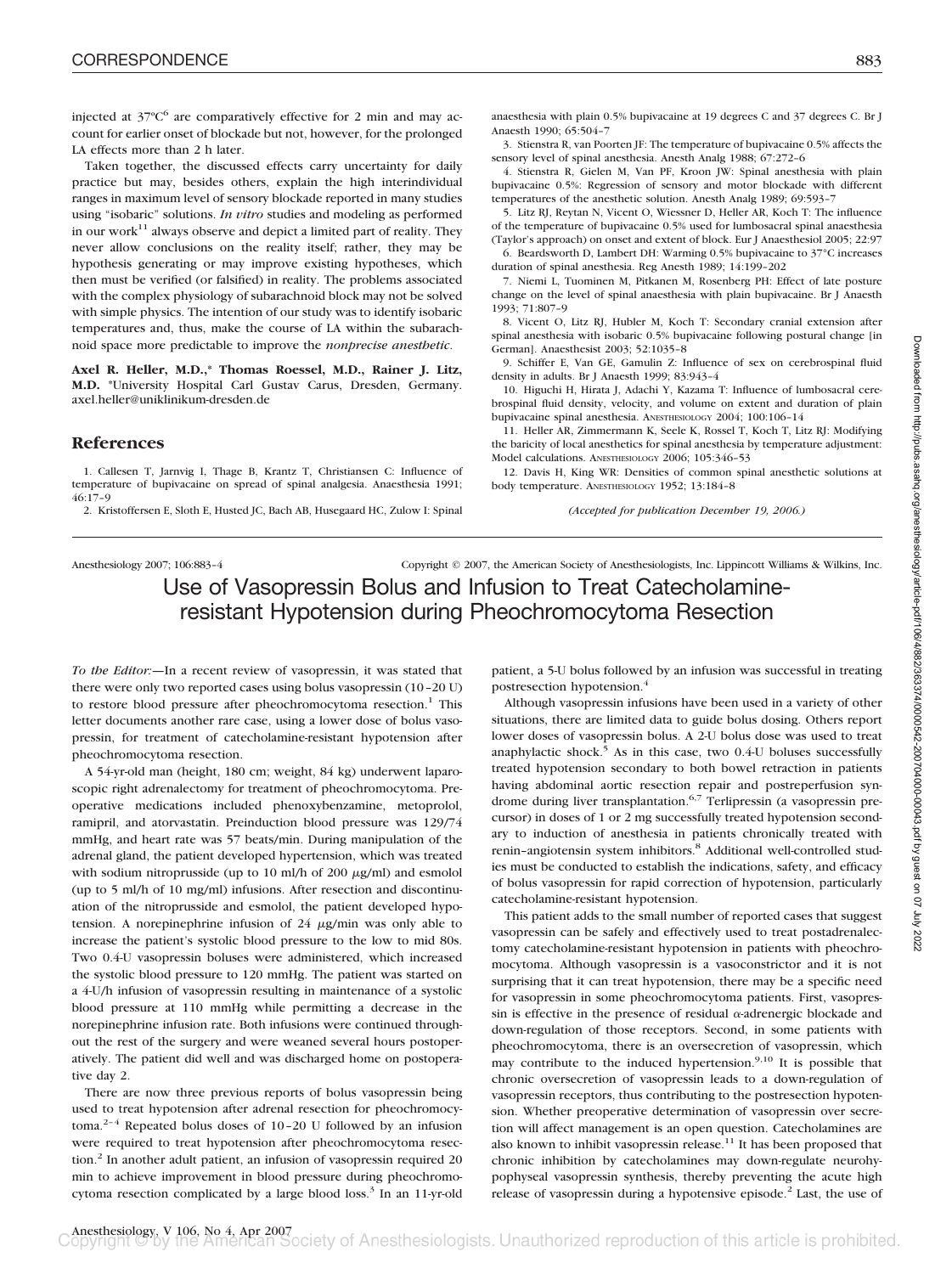injected at 37°C[6] are comparatively effective for 2 min and may account for earlier onset of blockade but not, however, for the prolonged LA effects more than 2 h later.

Taken together, the discussed effects carry uncertainty for daily practice but may, besides others, explain the high interindividual ranges in maximum level of sensory blockade reported in many studies using "isobaric" solutions. *In vitro* studies and modeling as performed in our work[11] always observe and depict a limited part of reality. They never allow conclusions on the reality itself; rather, they may be hypothesis generating or may improve existing hypotheses, which then must be verified (or falsified) in reality. The problems associated with the complex physiology of subarachnoid block may not be solved with simple physics. The intention of our study was to identify isobaric temperatures and, thus, make the course of LA within the subarachnoid space more predictable to improve the *nonprecise anesthetic.*

**Axel R. Heller, M.D.,\* Thomas Roessel, M.D., Rainer J. Litz, M.D.** \*University Hospital Carl Gustav Carus, Dresden, Germany. axel.heller@uniklinikum-dresden.de

## References

1. Callesen T, Jarnvig I, Thage B, Krantz T, Christiansen C: Influence of temperature of bupivacaine on spread of spinal analgesia. Anaesthesia 1991; 46:17–9
2. Kristoffersen E, Sloth E, Husted JC, Bach AB, Husegaard HC, Zulow I: Spinal anaesthesia with plain 0.5% bupivacaine at 19 degrees C and 37 degrees C. Br J Anaesth 1990; 65:504–7
3. Stienstra R, van Poorten JF: The temperature of bupivacaine 0.5% affects the sensory level of spinal anesthesia. Anesth Analg 1988; 67:272–6
4. Stienstra R, Gielen M, Van PF, Kroon JW: Spinal anesthesia with plain bupivacaine 0.5%: Regression of sensory and motor blockade with different temperatures of the anesthetic solution. Anesth Analg 1989; 69:593–7
5. Litz RJ, Reytan N, Vicent O, Wiessner D, Heller AR, Koch T: The influence of the temperature of bupivacaine 0.5% used for lumbosacral spinal anaesthesia (Taylor's approach) on onset and extent of block. Eur J Anaesthesiol 2005; 22:97
6. Beardsworth D, Lambert DH: Warming 0.5% bupivacaine to 37°C increases duration of spinal anesthesia. Reg Anesth 1989; 14:199–202
7. Niemi L, Tuominen M, Pitkanen M, Rosenberg PH: Effect of late posture change on the level of spinal anaesthesia with plain bupivacaine. Br J Anaesth 1993; 71:807–9
8. Vicent O, Litz RJ, Hubler M, Koch T: Secondary cranial extension after spinal anesthesia with isobaric 0.5% bupivacaine following postural change [in German]. Anaesthesist 2003; 52:1035–8
9. Schiffer E, Van GE, Gamulin Z: Influence of sex on cerebrospinal fluid density in adults. Br J Anaesth 1999; 83:943–4
10. Higuchi H, Hirata J, Adachi Y, Kazama T: Influence of lumbosacral cerebrospinal fluid density, velocity, and volume on extent and duration of plain bupivacaine spinal anesthesia. ANESTHESIOLOGY 2004; 100:106–14
11. Heller AR, Zimmermann K, Seele K, Rossel T, Koch T, Litz RJ: Modifying the baricity of local anesthetics for spinal anesthesia by temperature adjustment: Model calculations. ANESTHESIOLOGY 2006; 105:346–53
12. Davis H, King WR: Densities of common spinal anesthetic solutions at body temperature. ANESTHESIOLOGY 1952; 13:184–8

*(Accepted for publication December 19, 2006.)*

---

# Use of Vasopressin Bolus and Infusion to Treat Catecholamine-resistant Hypotension during Pheochromocytoma Resection

*To the Editor:*—In a recent review of vasopressin, it was stated that there were only two reported cases using bolus vasopressin (10–20 U) to restore blood pressure after pheochromocytoma resection.[1] This letter documents another rare case, using a lower dose of bolus vasopressin, for treatment of catecholamine-resistant hypotension after pheochromocytoma resection.

A 54-yr-old man (height, 180 cm; weight, 84 kg) underwent laparoscopic right adrenalectomy for treatment of pheochromocytoma. Preoperative medications included phenoxybenzamine, metoprolol, ramipril, and atorvastatin. Preinduction blood pressure was 129/74 mmHg, and heart rate was 57 beats/min. During manipulation of the adrenal gland, the patient developed hypertension, which was treated with sodium nitroprusside (up to 10 ml/h of 200 μg/ml) and esmolol (up to 5 ml/h of 10 mg/ml) infusions. After resection and discontinuation of the nitroprusside and esmolol, the patient developed hypotension. A norepinephrine infusion of 24 μg/min was only able to increase the patient's systolic blood pressure to the low to mid 80s. Two 0.4-U vasopressin boluses were administered, which increased the systolic blood pressure to 120 mmHg. The patient was started on a 4-U/h infusion of vasopressin resulting in maintenance of a systolic blood pressure at 110 mmHg while permitting a decrease in the norepinephrine infusion rate. Both infusions were continued throughout the rest of the surgery and were weaned several hours postoperatively. The patient did well and was discharged home on postoperative day 2.

There are now three previous reports of bolus vasopressin being used to treat hypotension after adrenal resection for pheochromocytoma.[2–4] Repeated bolus doses of 10–20 U followed by an infusion were required to treat hypotension after pheochromocytoma resection.[2] In another adult patient, an infusion of vasopressin required 20 min to achieve improvement in blood pressure during pheochromocytoma resection complicated by a large blood loss.[3] In an 11-yr-old patient, a 5-U bolus followed by an infusion was successful in treating postresection hypotension.[4]

Although vasopressin infusions have been used in a variety of other situations, there are limited data to guide bolus dosing. Others report lower doses of vasopressin bolus. A 2-U bolus dose was used to treat anaphylactic shock.[5] As in this case, two 0.4-U boluses successfully treated hypotension secondary to both bowel retraction in patients having abdominal aortic resection repair and postreperfusion syndrome during liver transplantation.[6,7] Terlipressin (a vasopressin precursor) in doses of 1 or 2 mg successfully treated hypotension secondary to induction of anesthesia in patients chronically treated with renin–angiotensin system inhibitors.[8] Additional well-controlled studies must be conducted to establish the indications, safety, and efficacy of bolus vasopressin for rapid correction of hypotension, particularly catecholamine-resistant hypotension.

This patient adds to the small number of reported cases that suggest vasopressin can be safely and effectively used to treat postadrenalectomy catecholamine-resistant hypotension in patients with pheochromocytoma. Although vasopressin is a vasoconstrictor and it is not surprising that it can treat hypotension, there may be a specific need for vasopressin in some pheochromocytoma patients. First, vasopressin is effective in the presence of residual α-adrenergic blockade and down-regulation of those receptors. Second, in some patients with pheochromocytoma, there is an oversecretion of vasopressin, which may contribute to the induced hypertension.[9,10] It is possible that chronic oversecretion of vasopressin leads to a down-regulation of vasopressin receptors, thus contributing to the postresection hypotension. Whether preoperative determination of vasopressin over secretion will affect management is an open question. Catecholamines are also known to inhibit vasopressin release.[11] It has been proposed that chronic inhibition by catecholamines may down-regulate neurohypophyseal vasopressin synthesis, thereby preventing the acute high release of vasopressin during a hypotensive episode.[2] Last, the use of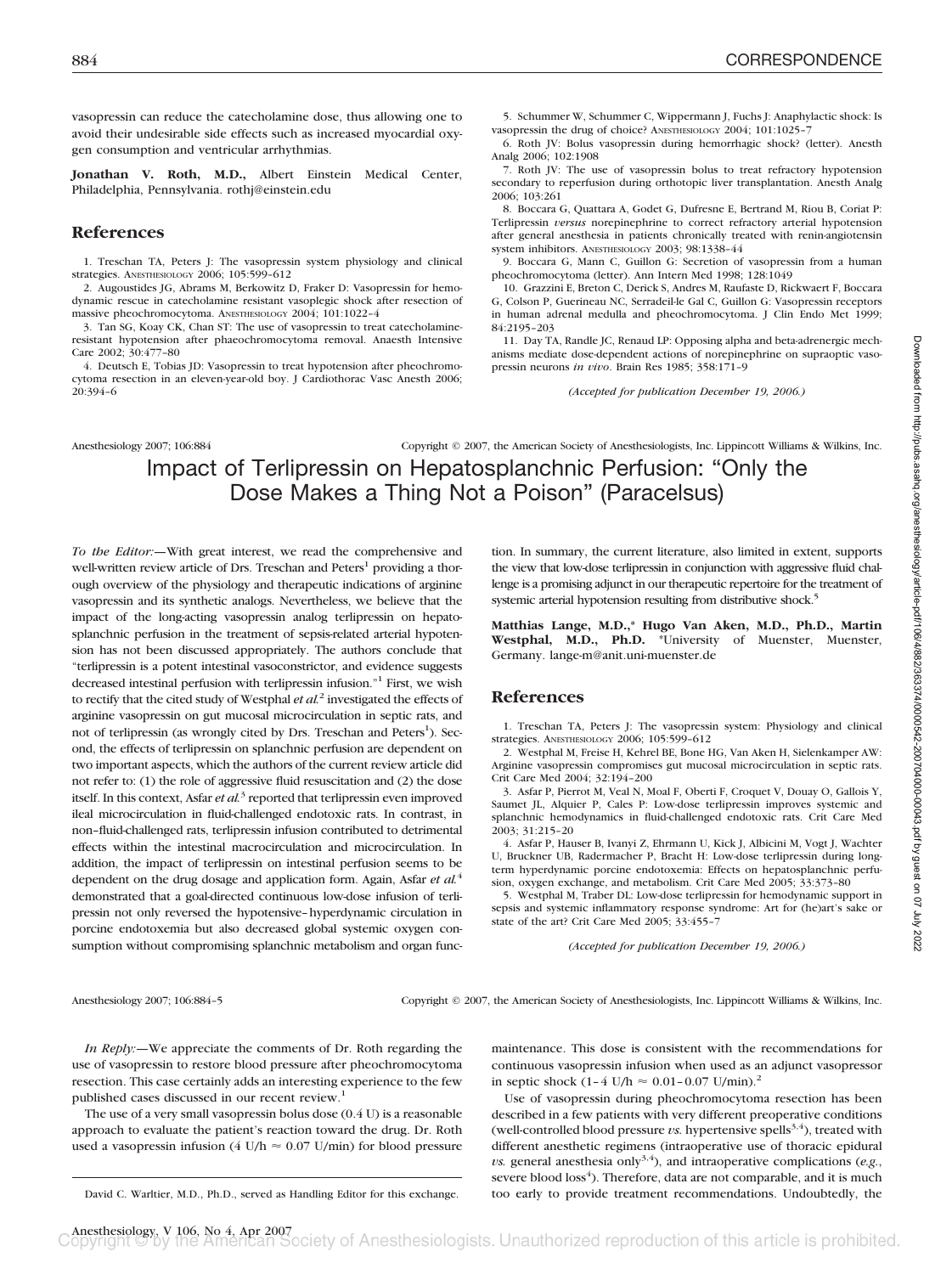vasopressin can reduce the catecholamine dose, thus allowing one to avoid their undesirable side effects such as increased myocardial oxygen consumption and ventricular arrhythmias.

**Jonathan V. Roth, M.D.,** Albert Einstein Medical Center, Philadelphia, Pennsylvania. rothj@einstein.edu

## References

1. Treschan TA, Peters J: The vasopressin system physiology and clinical strategies. ANESTHESIOLOGY 2006; 105:599–612
2. Augoustides JG, Abrams M, Berkowitz D, Fraker D: Vasopressin for hemodynamic rescue in catecholamine resistant vasoplegic shock after resection of massive pheochromocytoma. ANESTHESIOLOGY 2004; 101:1022–4
3. Tan SG, Koay CK, Chan ST: The use of vasopressin to treat catecholamine-resistant hypotension after phaeochromocytoma removal. Anaesth Intensive Care 2002; 30:477–80
4. Deutsch E, Tobias JD: Vasopressin to treat hypotension after pheochromocytoma resection in an eleven-year-old boy. J Cardiothorac Vasc Anesth 2006; 20:394–6
5. Schummer W, Schummer C, Wippermann J, Fuchs J: Anaphylactic shock: Is vasopressin the drug of choice? ANESTHESIOLOGY 2004; 101:1025–7
6. Roth JV: Bolus vasopressin during hemorrhagic shock? (letter). Anesth Analg 2006; 102:1908
7. Roth JV: The use of vasopressin bolus to treat refractory hypotension secondary to reperfusion during orthotopic liver transplantation. Anesth Analg 2006; 103:261
8. Boccara G, Quattara A, Godet G, Dufresne E, Bertrand M, Riou B, Coriat P: Terlipressin *versus* norepinephrine to correct refractory arterial hypotension after general anesthesia in patients chronically treated with renin-angiotensin system inhibitors. ANESTHESIOLOGY 2003; 98:1338–44
9. Boccara G, Mann C, Guillon G: Secretion of vasopressin from a human pheochromocytoma (letter). Ann Intern Med 1998; 128:1049
10. Grazzini E, Breton C, Derick S, Andres M, Raufaste D, Rickwaert F, Boccara G, Colson P, Guerineau NC, Serradeil-le Gal C, Guillon G: Vasopressin receptors in human adrenal medulla and pheochromocytoma. J Clin Endo Met 1999; 84:2195–203
11. Day TA, Randle JC, Renaud LP: Opposing alpha and beta-adrenergic mechanisms mediate dose-dependent actions of norepinephrine on supraoptic vasopressin neurons *in vivo*. Brain Res 1985; 358:171–9

*(Accepted for publication December 19, 2006.)*

# Impact of Terlipressin on Hepatosplanchnic Perfusion: "Only the Dose Makes a Thing Not a Poison" (Paracelsus)

*To the Editor:*—With great interest, we read the comprehensive and well-written review article of Drs. Treschan and Peters[1] providing a thorough overview of the physiology and therapeutic indications of arginine vasopressin and its synthetic analogs. Nevertheless, we believe that the impact of the long-acting vasopressin analog terlipressin on hepatosplanchnic perfusion in the treatment of sepsis-related arterial hypotension has not been discussed appropriately. The authors conclude that "terlipressin is a potent intestinal vasoconstrictor, and evidence suggests decreased intestinal perfusion with terlipressin infusion."[1] First, we wish to rectify that the cited study of Westphal *et al.*[2] investigated the effects of arginine vasopressin on gut mucosal microcirculation in septic rats, and not of terlipressin (as wrongly cited by Drs. Treschan and Peters[1]). Second, the effects of terlipressin on splanchnic perfusion are dependent on two important aspects, which the authors of the current review article did not refer to: (1) the role of aggressive fluid resuscitation and (2) the dose itself. In this context, Asfar *et al.*[3] reported that terlipressin even improved ileal microcirculation in fluid-challenged endotoxic rats. In contrast, in non–fluid-challenged rats, terlipressin infusion contributed to detrimental effects within the intestinal macrocirculation and microcirculation. In addition, the impact of terlipressin on intestinal perfusion seems to be dependent on the drug dosage and application form. Again, Asfar *et al.*[4] demonstrated that a goal-directed continuous low-dose infusion of terlipressin not only reversed the hypotensive–hyperdynamic circulation in porcine endotoxemia but also decreased global systemic oxygen consumption without compromising splanchnic metabolism and organ function. In summary, the current literature, also limited in extent, supports the view that low-dose terlipressin in conjunction with aggressive fluid challenge is a promising adjunct in our therapeutic repertoire for the treatment of systemic arterial hypotension resulting from distributive shock.[5]

**Matthias Lange, M.D.,\* Hugo Van Aken, M.D., Ph.D., Martin Westphal, M.D., Ph.D.** \*University of Muenster, Muenster, Germany. lange-m@anit.uni-muenster.de

## References

1. Treschan TA, Peters J: The vasopressin system: Physiology and clinical strategies. ANESTHESIOLOGY 2006; 105:599–612
2. Westphal M, Freise H, Kehrel BE, Bone HG, Van Aken H, Sielenkamper AW: Arginine vasopressin compromises gut mucosal microcirculation in septic rats. Crit Care Med 2004; 32:194–200
3. Asfar P, Pierrot M, Veal N, Moal F, Oberti F, Croquet V, Douay O, Gallois Y, Saumet JL, Alquier P, Cales P: Low-dose terlipressin improves systemic and splanchnic hemodynamics in fluid-challenged endotoxic rats. Crit Care Med 2003; 31:215–20
4. Asfar P, Hauser B, Ivanyi Z, Ehrmann U, Kick J, Albicini M, Vogt J, Wachter U, Bruckner UB, Radermacher P, Bracht H: Low-dose terlipressin during long-term hyperdynamic porcine endotoxemia: Effects on hepatosplanchnic perfusion, oxygen exchange, and metabolism. Crit Care Med 2005; 33:373–80
5. Westphal M, Traber DL: Low-dose terlipressin for hemodynamic support in sepsis and systemic inflammatory response syndrome: Art for (he)art's sake or state of the art? Crit Care Med 2005; 33:455–7

*(Accepted for publication December 19, 2006.)*

---

*In Reply:*—We appreciate the comments of Dr. Roth regarding the use of vasopressin to restore blood pressure after pheochromocytoma resection. This case certainly adds an interesting experience to the few published cases discussed in our recent review.[1]

The use of a very small vasopressin bolus dose (0.4 U) is a reasonable approach to evaluate the patient's reaction toward the drug. Dr. Roth used a vasopressin infusion (4 U/h ≈ 0.07 U/min) for blood pressure maintenance. This dose is consistent with the recommendations for continuous vasopressin infusion when used as an adjunct vasopressor in septic shock (1–4 U/h ≈ 0.01–0.07 U/min).[2]

Use of vasopressin during pheochromocytoma resection has been described in a few patients with very different preoperative conditions (well-controlled blood pressure *vs.* hypertensive spells[3,4]), treated with different anesthetic regimens (intraoperative use of thoracic epidural *vs.* general anesthesia only[3,4]), and intraoperative complications (*e.g.*, severe blood loss[4]). Therefore, data are not comparable, and it is much too early to provide treatment recommendations. Undoubtedly, the

David C. Warltier, M.D., Ph.D., served as Handling Editor for this exchange.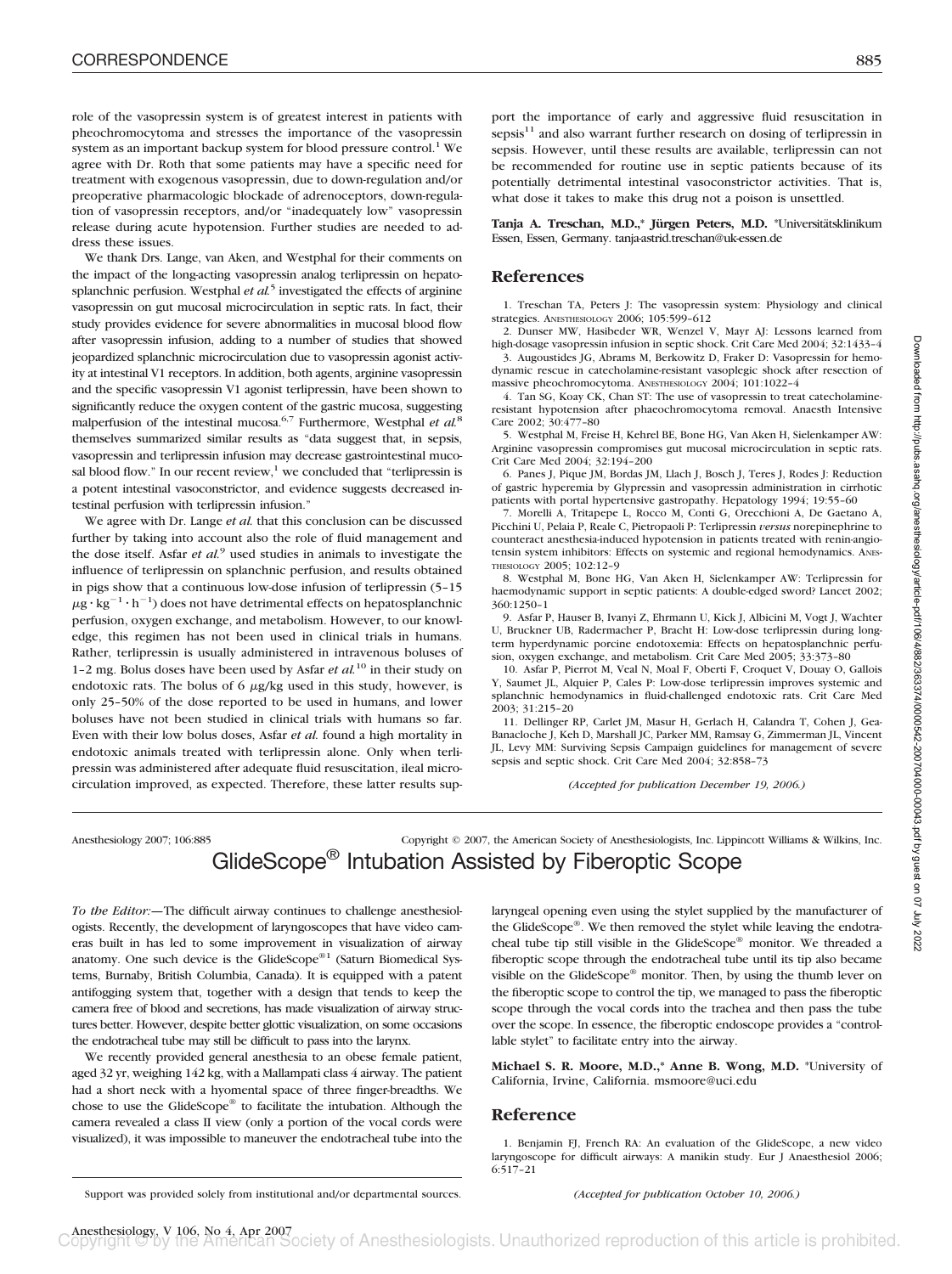role of the vasopressin system is of greatest interest in patients with pheochromocytoma and stresses the importance of the vasopressin system as an important backup system for blood pressure control.[1] We agree with Dr. Roth that some patients may have a specific need for treatment with exogenous vasopressin, due to down-regulation and/or preoperative pharmacologic blockade of adrenoceptors, down-regulation of vasopressin receptors, and/or "inadequately low" vasopressin release during acute hypotension. Further studies are needed to address these issues.

We thank Drs. Lange, van Aken, and Westphal for their comments on the impact of the long-acting vasopressin analog terlipressin on hepatosplanchnic perfusion. Westphal *et al.*[5] investigated the effects of arginine vasopressin on gut mucosal microcirculation in septic rats. In fact, their study provides evidence for severe abnormalities in mucosal blood flow after vasopressin infusion, adding to a number of studies that showed jeopardized splanchnic microcirculation due to vasopressin agonist activity at intestinal V1 receptors. In addition, both agents, arginine vasopressin and the specific vasopressin V1 agonist terlipressin, have been shown to significantly reduce the oxygen content of the gastric mucosa, suggesting malperfusion of the intestinal mucosa.[6,7] Furthermore, Westphal *et al.*[8] themselves summarized similar results as "data suggest that, in sepsis, vasopressin and terlipressin infusion may decrease gastrointestinal mucosal blood flow." In our recent review,[1] we concluded that "terlipressin is a potent intestinal vasoconstrictor, and evidence suggests decreased intestinal perfusion with terlipressin infusion."

We agree with Dr. Lange *et al.* that this conclusion can be discussed further by taking into account also the role of fluid management and the dose itself. Asfar *et al.*[9] used studies in animals to investigate the influence of terlipressin on splanchnic perfusion, and results obtained in pigs show that a continuous low-dose infusion of terlipressin (5–15 $\mu g \cdot kg^{-1} \cdot h^{-1}$) does not have detrimental effects on hepatosplanchnic perfusion, oxygen exchange, and metabolism. However, to our knowledge, this regimen has not been used in clinical trials in humans. Rather, terlipressin is usually administered in intravenous boluses of 1–2 mg. Bolus doses have been used by Asfar *et al.*[10] in their study on endotoxic rats. The bolus of 6 $\mu$g/kg used in this study, however, is only 25–50% of the dose reported to be used in humans, and lower boluses have not been studied in clinical trials with humans so far. Even with their low bolus doses, Asfar *et al.* found a high mortality in endotoxic animals treated with terlipressin alone. Only when terlipressin was administered after adequate fluid resuscitation, ileal microcirculation improved, as expected. Therefore, these latter results support the importance of early and aggressive fluid resuscitation in sepsis[11] and also warrant further research on dosing of terlipressin in sepsis. However, until these results are available, terlipressin can not be recommended for routine use in septic patients because of its potentially detrimental intestinal vasoconstrictor activities. That is, what dose it takes to make this drug not a poison is unsettled.

**Tanja A. Treschan, M.D.,\* Jürgen Peters, M.D.** \*Universitätsklinikum Essen, Essen, Germany. tanja-astrid.treschan@uk-essen.de

## References

1. Treschan TA, Peters J: The vasopressin system: Physiology and clinical strategies. Anesthesiology 2006; 105:599–612
2. Dunser MW, Hasibeder WR, Wenzel V, Mayr AJ: Lessons learned from high-dosage vasopressin infusion in septic shock. Crit Care Med 2004; 32:1433–4
3. Augoustides JG, Abrams M, Berkowitz D, Fraker D: Vasopressin for hemodynamic rescue in catecholamine-resistant vasoplegic shock after resection of massive pheochromocytoma. Anesthesiology 2004; 101:1022–4
4. Tan SG, Koay CK, Chan ST: The use of vasopressin to treat catecholamine-resistant hypotension after phaeochromocytoma removal. Anaesth Intensive Care 2002; 30:477–80
5. Westphal M, Freise H, Kehrel BE, Bone HG, Van Aken H, Sielenkamper AW: Arginine vasopressin compromises gut mucosal microcirculation in septic rats. Crit Care Med 2004; 32:194–200
6. Panes J, Pique JM, Bordas JM, Llach J, Bosch J, Teres J, Rodes J: Reduction of gastric hyperemia by Glypressin and vasopressin administration in cirrhotic patients with portal hypertensive gastropathy. Hepatology 1994; 19:55–60
7. Morelli A, Tritapepe L, Rocco M, Conti G, Orecchioni A, De Gaetano A, Picchini U, Pelaia P, Reale C, Pietropaoli P: Terlipressin *versus* norepinephrine to counteract anesthesia-induced hypotension in patients treated with renin-angiotensin system inhibitors: Effects on systemic and regional hemodynamics. Anesthesiology 2005; 102:12–9
8. Westphal M, Bone HG, Van Aken H, Sielenkamper AW: Terlipressin for haemodynamic support in septic patients: A double-edged sword? Lancet 2002; 360:1250–1
9. Asfar P, Hauser B, Ivanyi Z, Ehrmann U, Kick J, Albicini M, Vogt J, Wachter U, Bruckner UB, Radermacher P, Bracht H: Low-dose terlipressin during long-term hyperdynamic porcine endotoxemia: Effects on hepatosplanchnic perfusion, oxygen exchange, and metabolism. Crit Care Med 2005; 33:373–80
10. Asfar P, Pierrot M, Veal N, Moal F, Oberti F, Croquet V, Douay O, Gallois Y, Saumet JL, Alquier P, Cales P: Low-dose terlipressin improves systemic and splanchnic hemodynamics in fluid-challenged endotoxic rats. Crit Care Med 2003; 31:215–20
11. Dellinger RP, Carlet JM, Masur H, Gerlach H, Calandra T, Cohen J, Gea-Banacloche J, Keh D, Marshall JC, Parker MM, Ramsay G, Zimmerman JL, Vincent JL, Levy MM: Surviving Sepsis Campaign guidelines for management of severe sepsis and septic shock. Crit Care Med 2004; 32:858–73

*(Accepted for publication December 19, 2006.)*

# GlideScope® Intubation Assisted by Fiberoptic Scope

*To the Editor:*—The difficult airway continues to challenge anesthesiologists. Recently, the development of laryngoscopes that have video cameras built in has led to some improvement in visualization of airway anatomy. One such device is the GlideScope®[1] (Saturn Biomedical Systems, Burnaby, British Columbia, Canada). It is equipped with a patent antifogging system that, together with a design that tends to keep the camera free of blood and secretions, has made visualization of airway structures better. However, despite better glottic visualization, on some occasions the endotracheal tube may still be difficult to pass into the larynx.

We recently provided general anesthesia to an obese female patient, aged 32 yr, weighing 142 kg, with a Mallampati class 4 airway. The patient had a short neck with a hyomental space of three finger-breadths. We chose to use the GlideScope® to facilitate the intubation. Although the camera revealed a class II view (only a portion of the vocal cords were visualized), it was impossible to maneuver the endotracheal tube into the laryngeal opening even using the stylet supplied by the manufacturer of the GlideScope®. We then removed the stylet while leaving the endotracheal tube tip still visible in the GlideScope® monitor. We threaded a fiberoptic scope through the endotracheal tube until its tip also became visible on the GlideScope® monitor. Then, by using the thumb lever on the fiberoptic scope to control the tip, we managed to pass the fiberoptic scope through the vocal cords into the trachea and then pass the tube over the scope. In essence, the fiberoptic endoscope provides a "controllable stylet" to facilitate entry into the airway.

**Michael S. R. Moore, M.D.,\* Anne B. Wong, M.D.** \*University of California, Irvine, California. msmoore@uci.edu

## Reference

1. Benjamin FJ, French RA: An evaluation of the GlideScope, a new video laryngoscope for difficult airways: A manikin study. Eur J Anaesthesiol 2006; 6:517–21

*(Accepted for publication October 10, 2006.)*

Support was provided solely from institutional and/or departmental sources.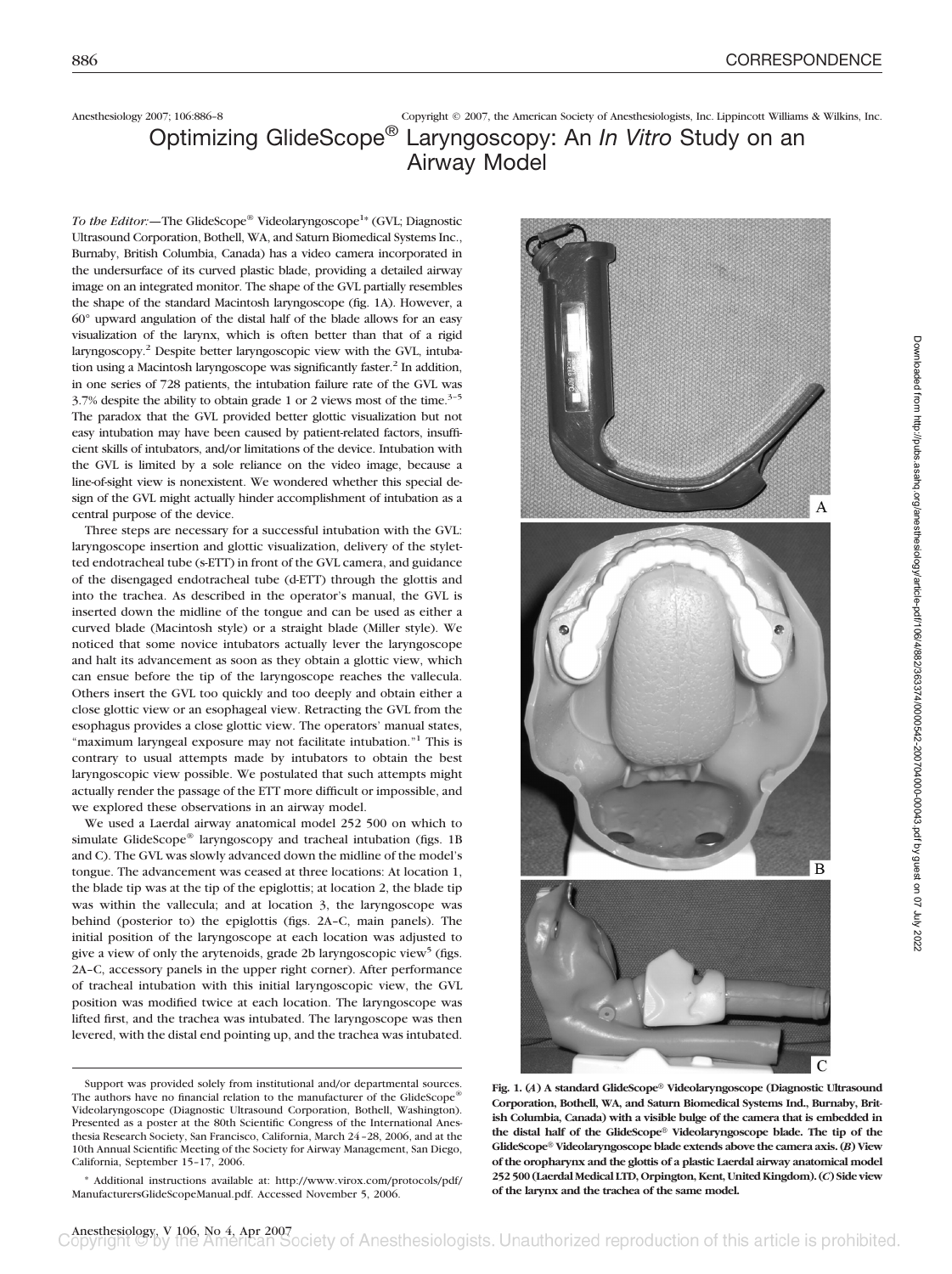Anesthesiology 2007; 106:886–8 Copyright © 2007, the American Society of Anesthesiologists, Inc. Lippincott Williams & Wilkins, Inc.

# Optimizing GlideScope® Laryngoscopy: An *In Vitro* Study on an Airway Model

*To the Editor:*—The GlideScope® Videolaryngoscope[1]* (GVL; Diagnostic Ultrasound Corporation, Bothell, WA, and Saturn Biomedical Systems Inc., Burnaby, British Columbia, Canada) has a video camera incorporated in the undersurface of its curved plastic blade, providing a detailed airway image on an integrated monitor. The shape of the GVL partially resembles the shape of the standard Macintosh laryngoscope (fig. 1A). However, a 60° upward angulation of the distal half of the blade allows for an easy visualization of the larynx, which is often better than that of a rigid laryngoscopy.[2] Despite better laryngoscopic view with the GVL, intubation using a Macintosh laryngoscope was significantly faster.[2] In addition, in one series of 728 patients, the intubation failure rate of the GVL was 3.7% despite the ability to obtain grade 1 or 2 views most of the time.[3–5] The paradox that the GVL provided better glottic visualization but not easy intubation may have been caused by patient-related factors, insufficient skills of intubators, and/or limitations of the device. Intubation with the GVL is limited by a sole reliance on the video image, because a line-of-sight view is nonexistent. We wondered whether this special design of the GVL might actually hinder accomplishment of intubation as a central purpose of the device.

Three steps are necessary for a successful intubation with the GVL: laryngoscope insertion and glottic visualization, delivery of the styletted endotracheal tube (s-ETT) in front of the GVL camera, and guidance of the disengaged endotracheal tube (d-ETT) through the glottis and into the trachea. As described in the operator's manual, the GVL is inserted down the midline of the tongue and can be used as either a curved blade (Macintosh style) or a straight blade (Miller style). We noticed that some novice intubators actually lever the laryngoscope and halt its advancement as soon as they obtain a glottic view, which can ensue before the tip of the laryngoscope reaches the vallecula. Others insert the GVL too quickly and too deeply and obtain either a close glottic view or an esophageal view. Retracting the GVL from the esophagus provides a close glottic view. The operators' manual states, "maximum laryngeal exposure may not facilitate intubation."[1] This is contrary to usual attempts made by intubators to obtain the best laryngoscopic view possible. We postulated that such attempts might actually render the passage of the ETT more difficult or impossible, and we explored these observations in an airway model.

We used a Laerdal airway anatomical model 252 500 on which to simulate GlideScope® laryngoscopy and tracheal intubation (figs. 1B and C). The GVL was slowly advanced down the midline of the model's tongue. The advancement was ceased at three locations: At location 1, the blade tip was at the tip of the epiglottis; at location 2, the blade tip was within the vallecula; and at location 3, the laryngoscope was behind (posterior to) the epiglottis (figs. 2A–C, main panels). The initial position of the laryngoscope at each location was adjusted to give a view of only the arytenoids, grade 2b laryngoscopic view[5] (figs. 2A–C, accessory panels in the upper right corner). After performance of tracheal intubation with this initial laryngoscopic view, the GVL position was modified twice at each location. The laryngoscope was lifted first, and the trachea was intubated. The laryngoscope was then levered, with the distal end pointing up, and the trachea was intubated.

Fig. 1. (*A*) A standard GlideScope® Videolaryngoscope (Diagnostic Ultrasound Corporation, Bothell, WA, and Saturn Biomedical Systems Ind., Burnaby, British Columbia, Canada) with a visible bulge of the camera that is embedded in the distal half of the GlideScope® Videolaryngoscope blade. The tip of the GlideScope® Videolaryngoscope blade extends above the camera axis. (*B*) View of the oropharynx and the glottis of a plastic Laerdal airway anatomical model 252 500 (Laerdal Medical LTD, Orpington, Kent, United Kingdom). (*C*) Side view of the larynx and the trachea of the same model.

Support was provided solely from institutional and/or departmental sources. The authors have no financial relation to the manufacturer of the GlideScope® Videolaryngoscope (Diagnostic Ultrasound Corporation, Bothell, Washington). Presented as a poster at the 80th Scientific Congress of the International Anesthesia Research Society, San Francisco, California, March 24–28, 2006, and at the 10th Annual Scientific Meeting of the Society for Airway Management, San Diego, California, September 15–17, 2006.

\* Additional instructions available at: http://www.virox.com/protocols/pdf/ManufacturersGlideScopeManual.pdf. Accessed November 5, 2006.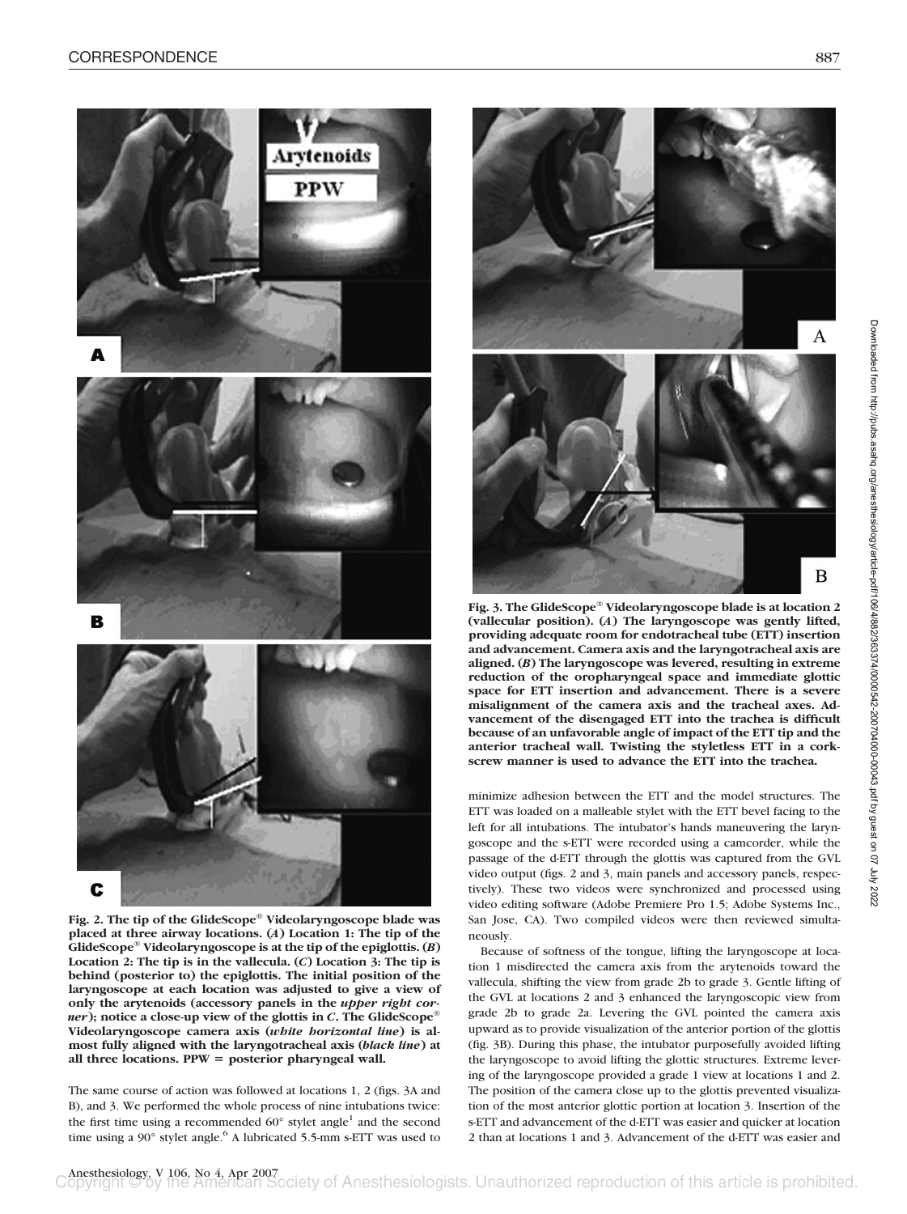Fig. 2. The tip of the GlideScope® Videolaryngoscope blade was placed at three airway locations. (*A*) Location 1: The tip of the GlideScope® Videolaryngoscope is at the tip of the epiglottis. (*B*) Location 2: The tip is in the vallecula. (*C*) Location 3: The tip is behind (posterior to) the epiglottis. The initial position of the laryngoscope at each location was adjusted to give a view of only the arytenoids (accessory panels in the *upper right corner*); notice a close-up view of the glottis in *C*. The GlideScope® Videolaryngoscope camera axis (*white horizontal line*) is almost fully aligned with the laryngotracheal axis (*black line*) at all three locations. PPW = posterior pharyngeal wall.

The same course of action was followed at locations 1, 2 (figs. 3A and B), and 3. We performed the whole process of nine intubations twice: the first time using a recommended 60° stylet angle[1] and the second time using a 90° stylet angle.[6] A lubricated 5.5-mm s-ETT was used to minimize adhesion between the ETT and the model structures. The ETT was loaded on a malleable stylet with the ETT bevel facing to the left for all intubations. The intubator's hands maneuvering the laryngoscope and the s-ETT were recorded using a camcorder, while the passage of the d-ETT through the glottis was captured from the GVL video output (figs. 2 and 3, main panels and accessory panels, respectively). These two videos were synchronized and processed using video editing software (Adobe Premiere Pro 1.5; Adobe Systems Inc., San Jose, CA). Two compiled videos were then reviewed simultaneously.

Because of softness of the tongue, lifting the laryngoscope at location 1 misdirected the camera axis from the arytenoids toward the vallecula, shifting the view from grade 2b to grade 3. Gentle lifting of the GVL at locations 2 and 3 enhanced the laryngoscopic view from grade 2b to grade 2a. Levering the GVL pointed the camera axis upward as to provide visualization of the anterior portion of the glottis (fig. 3B). During this phase, the intubator purposefully avoided lifting the laryngoscope to avoid lifting the glottic structures. Extreme levering of the laryngoscope provided a grade 1 view at locations 1 and 2. The position of the camera close up to the glottis prevented visualization of the most anterior glottic portion at location 3. Insertion of the s-ETT and advancement of the d-ETT was easier and quicker at location 2 than at locations 1 and 3. Advancement of the d-ETT was easier and

Fig. 3. The GlideScope® Videolaryngoscope blade is at location 2 (vallecular position). (*A*) The laryngoscope was gently lifted, providing adequate room for endotracheal tube (ETT) insertion and advancement. Camera axis and the laryngotracheal axis are aligned. (*B*) The laryngoscope was levered, resulting in extreme reduction of the oropharyngeal space and immediate glottic space for ETT insertion and advancement. There is a severe misalignment of the camera axis and the tracheal axes. Advancement of the disengaged ETT into the trachea is difficult because of an unfavorable angle of impact of the ETT tip and the anterior tracheal wall. Twisting the styletless ETT in a corkscrew manner is used to advance the ETT into the trachea.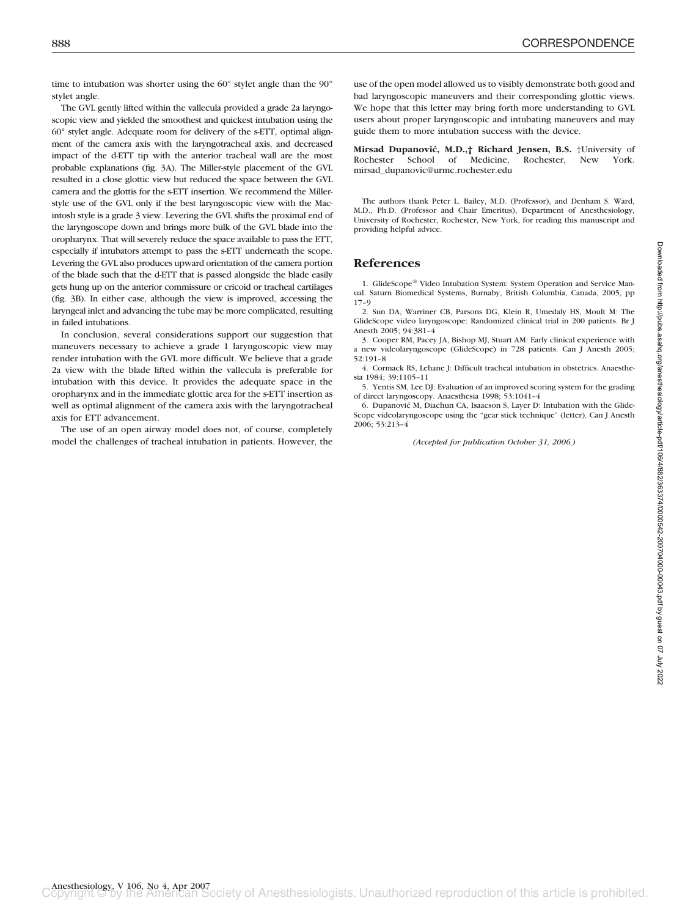time to intubation was shorter using the 60° stylet angle than the 90° stylet angle.

The GVL gently lifted within the vallecula provided a grade 2a laryngoscopic view and yielded the smoothest and quickest intubation using the 60° stylet angle. Adequate room for delivery of the s-ETT, optimal alignment of the camera axis with the laryngotracheal axis, and decreased impact of the d-ETT tip with the anterior tracheal wall are the most probable explanations (fig. 3A). The Miller-style placement of the GVL resulted in a close glottic view but reduced the space between the GVL camera and the glottis for the s-ETT insertion. We recommend the Miller-style use of the GVL only if the best laryngoscopic view with the Macintosh style is a grade 3 view. Levering the GVL shifts the proximal end of the laryngoscope down and brings more bulk of the GVL blade into the oropharynx. That will severely reduce the space available to pass the ETT, especially if intubators attempt to pass the s-ETT underneath the scope. Levering the GVL also produces upward orientation of the camera portion of the blade such that the d-ETT that is passed alongside the blade easily gets hung up on the anterior commissure or cricoid or tracheal cartilages (fig. 3B). In either case, although the view is improved, accessing the laryngeal inlet and advancing the tube may be more complicated, resulting in failed intubations.

In conclusion, several considerations support our suggestion that maneuvers necessary to achieve a grade 1 laryngoscopic view may render intubation with the GVL more difficult. We believe that a grade 2a view with the blade lifted within the vallecula is preferable for intubation with this device. It provides the adequate space in the oropharynx and in the immediate glottic area for the s-ETT insertion as well as optimal alignment of the camera axis with the laryngotracheal axis for ETT advancement.

The use of an open airway model does not, of course, completely model the challenges of tracheal intubation in patients. However, the use of the open model allowed us to visibly demonstrate both good and bad laryngoscopic maneuvers and their corresponding glottic views. We hope that this letter may bring forth more understanding to GVL users about proper laryngoscopic and intubating maneuvers and may guide them to more intubation success with the device.

**Mirsad Dupanović, M.D.,† Richard Jensen, B.S.** †University of Rochester School of Medicine, Rochester, New York. mirsad_dupanovic@urmc.rochester.edu

The authors thank Peter L. Bailey, M.D. (Professor), and Denham S. Ward, M.D., Ph.D. (Professor and Chair Emeritus), Department of Anesthesiology, University of Rochester, Rochester, New York, for reading this manuscript and providing helpful advice.

## References

1. GlideScope® Video Intubation System: System Operation and Service Manual. Saturn Biomedical Systems, Burnaby, British Columbia, Canada, 2005, pp 17–9
2. Sun DA, Warriner CB, Parsons DG, Klein R, Umedaly HS, Moult M: The GlideScope video laryngoscope: Randomized clinical trial in 200 patients. Br J Anesth 2005; 94:381–4
3. Cooper RM, Pacey JA, Bishop MJ, Stuart AM: Early clinical experience with a new videolaryngoscope (GlideScope) in 728 patients. Can J Anesth 2005; 52:191–8
4. Cormack RS, Lehane J: Difficult tracheal intubation in obstetrics. Anaesthesia 1984; 39:1105–11
5. Yentis SM, Lee DJ: Evaluation of an improved scoring system for the grading of direct laryngoscopy. Anaesthesia 1998; 53:1041–4
6. Dupanović M, Diachun CA, Isaacson S, Layer D: Intubation with the GlideScope videolaryngoscope using the "gear stick technique" (letter). Can J Anesth 2006; 53:213–4

*(Accepted for publication October 31, 2006.)*